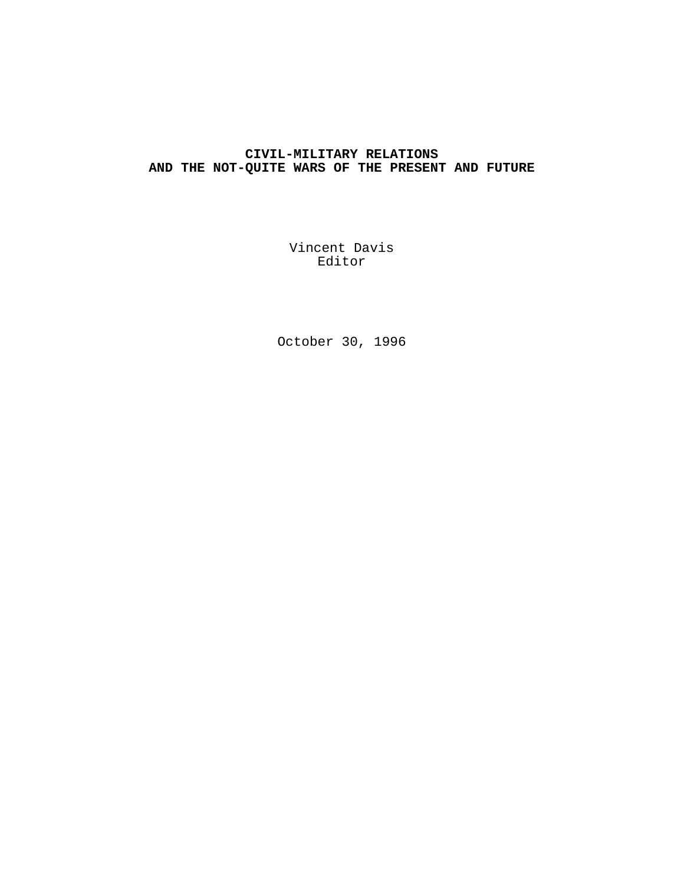# CIVIL-MILITARY RELATIONS
# AND THE NOT-QUITE WARS OF THE PRESENT AND FUTURE

Vincent Davis
Editor

October 30, 1996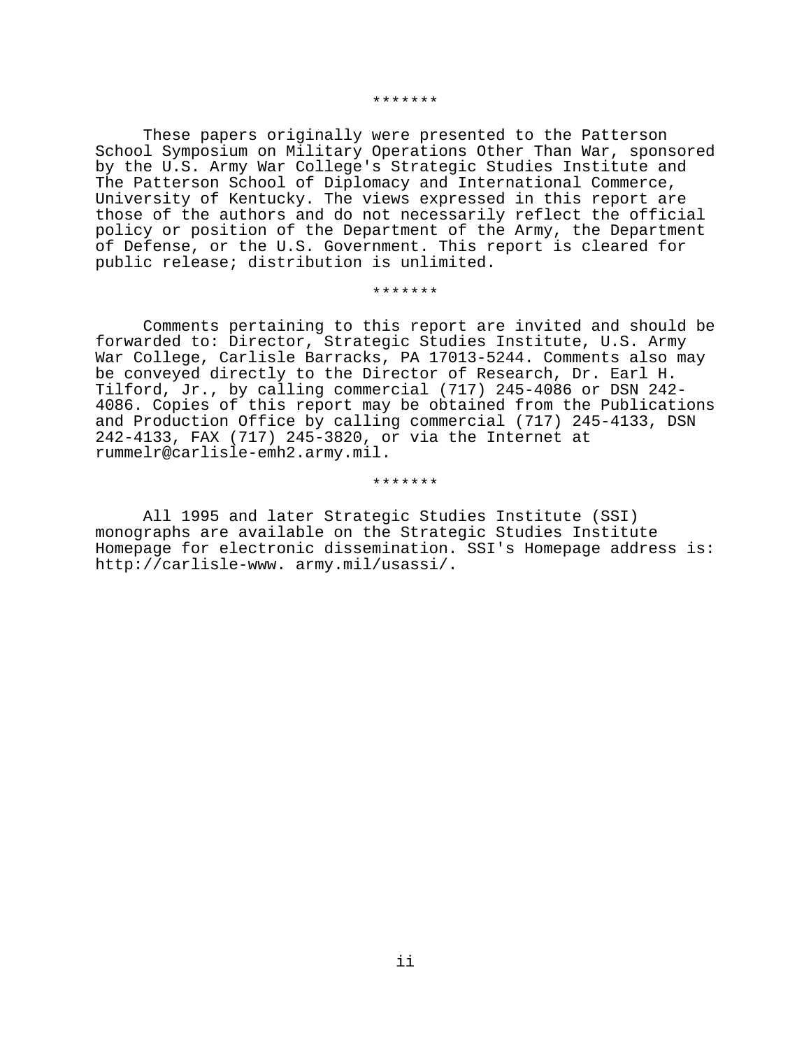*******

These papers originally were presented to the Patterson School Symposium on Military Operations Other Than War, sponsored by the U.S. Army War College's Strategic Studies Institute and The Patterson School of Diplomacy and International Commerce, University of Kentucky. The views expressed in this report are those of the authors and do not necessarily reflect the official policy or position of the Department of the Army, the Department of Defense, or the U.S. Government. This report is cleared for public release; distribution is unlimited.

*******

Comments pertaining to this report are invited and should be forwarded to: Director, Strategic Studies Institute, U.S. Army War College, Carlisle Barracks, PA 17013-5244. Comments also may be conveyed directly to the Director of Research, Dr. Earl H. Tilford, Jr., by calling commercial (717) 245-4086 or DSN 242-4086. Copies of this report may be obtained from the Publications and Production Office by calling commercial (717) 245-4133, DSN 242-4133, FAX (717) 245-3820, or via the Internet at rummelr@carlisle-emh2.army.mil.

*******

All 1995 and later Strategic Studies Institute (SSI) monographs are available on the Strategic Studies Institute Homepage for electronic dissemination. SSI's Homepage address is: http://carlisle-www. army.mil/usassi/.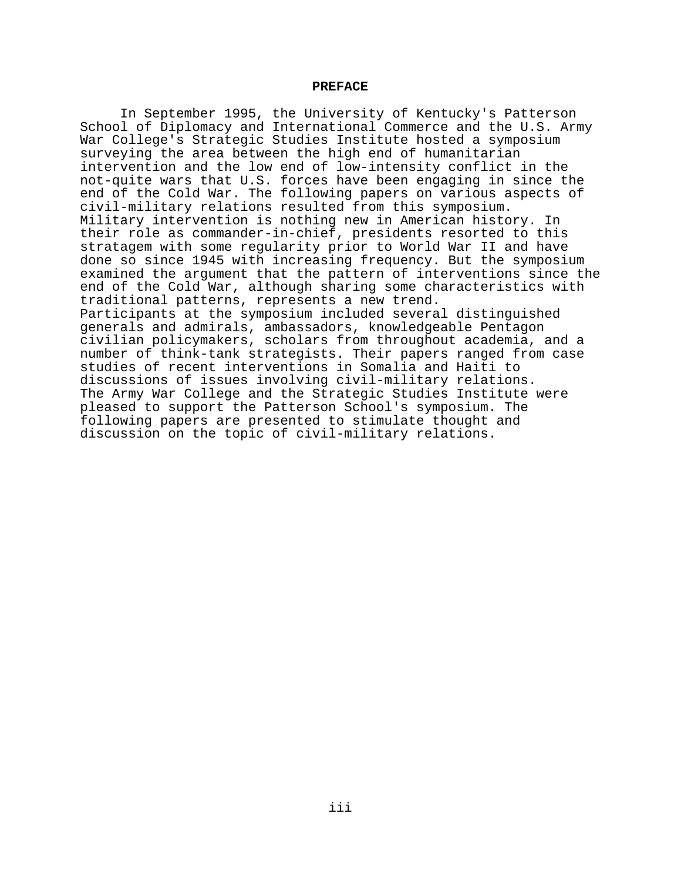# PREFACE

In September 1995, the University of Kentucky's Patterson School of Diplomacy and International Commerce and the U.S. Army War College's Strategic Studies Institute hosted a symposium surveying the area between the high end of humanitarian intervention and the low end of low-intensity conflict in the not-quite wars that U.S. forces have been engaging in since the end of the Cold War. The following papers on various aspects of civil-military relations resulted from this symposium.

Military intervention is nothing new in American history. In their role as commander-in-chief, presidents resorted to this stratagem with some regularity prior to World War II and have done so since 1945 with increasing frequency. But the symposium examined the argument that the pattern of interventions since the end of the Cold War, although sharing some characteristics with traditional patterns, represents a new trend.

Participants at the symposium included several distinguished generals and admirals, ambassadors, knowledgeable Pentagon civilian policymakers, scholars from throughout academia, and a number of think-tank strategists. Their papers ranged from case studies of recent interventions in Somalia and Haiti to discussions of issues involving civil-military relations.

The Army War College and the Strategic Studies Institute were pleased to support the Patterson School's symposium. The following papers are presented to stimulate thought and discussion on the topic of civil-military relations.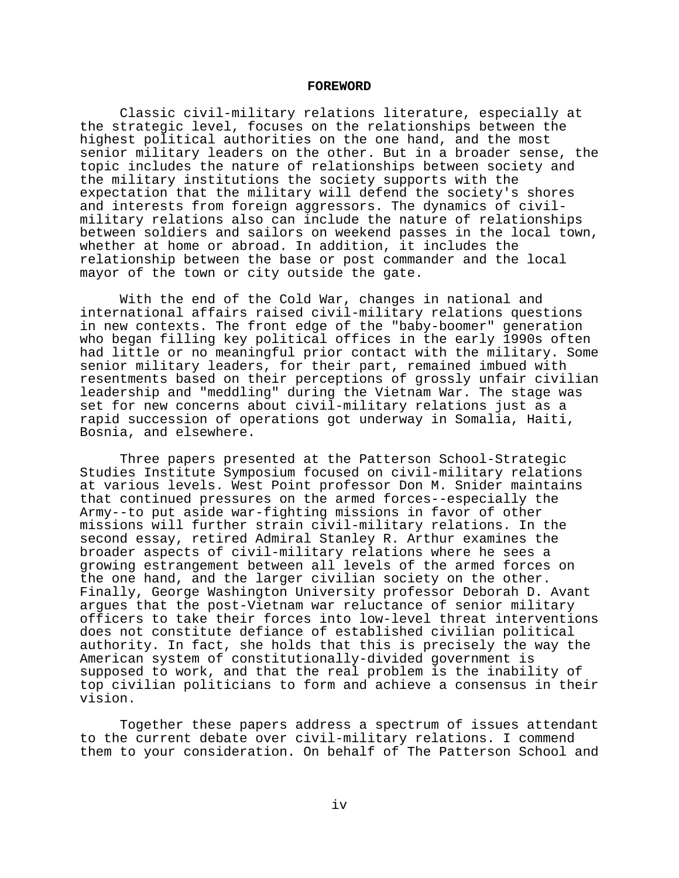## FOREWORD

Classic civil-military relations literature, especially at the strategic level, focuses on the relationships between the highest political authorities on the one hand, and the most senior military leaders on the other. But in a broader sense, the topic includes the nature of relationships between society and the military institutions the society supports with the expectation that the military will defend the society's shores and interests from foreign aggressors. The dynamics of civil-military relations also can include the nature of relationships between soldiers and sailors on weekend passes in the local town, whether at home or abroad. In addition, it includes the relationship between the base or post commander and the local mayor of the town or city outside the gate.

With the end of the Cold War, changes in national and international affairs raised civil-military relations questions in new contexts. The front edge of the "baby-boomer" generation who began filling key political offices in the early 1990s often had little or no meaningful prior contact with the military. Some senior military leaders, for their part, remained imbued with resentments based on their perceptions of grossly unfair civilian leadership and "meddling" during the Vietnam War. The stage was set for new concerns about civil-military relations just as a rapid succession of operations got underway in Somalia, Haiti, Bosnia, and elsewhere.

Three papers presented at the Patterson School-Strategic Studies Institute Symposium focused on civil-military relations at various levels. West Point professor Don M. Snider maintains that continued pressures on the armed forces--especially the Army--to put aside war-fighting missions in favor of other missions will further strain civil-military relations. In the second essay, retired Admiral Stanley R. Arthur examines the broader aspects of civil-military relations where he sees a growing estrangement between all levels of the armed forces on the one hand, and the larger civilian society on the other. Finally, George Washington University professor Deborah D. Avant argues that the post-Vietnam war reluctance of senior military officers to take their forces into low-level threat interventions does not constitute defiance of established civilian political authority. In fact, she holds that this is precisely the way the American system of constitutionally-divided government is supposed to work, and that the real problem is the inability of top civilian politicians to form and achieve a consensus in their vision.

Together these papers address a spectrum of issues attendant to the current debate over civil-military relations. I commend them to your consideration. On behalf of The Patterson School and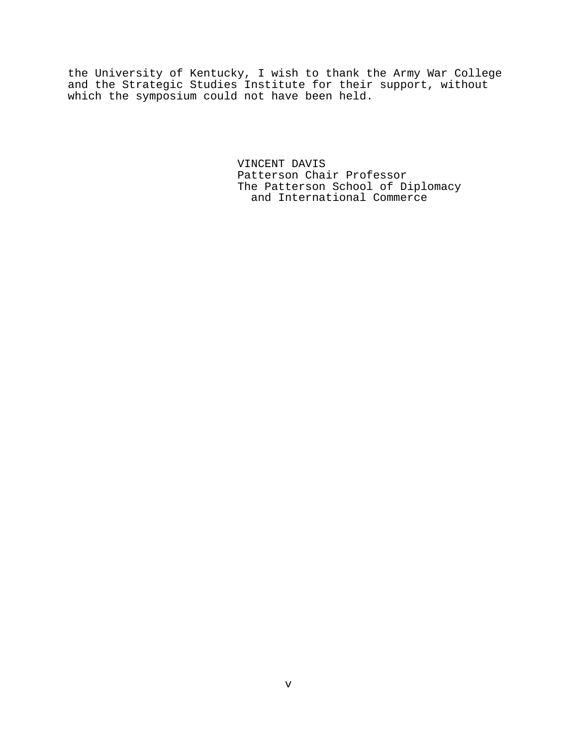the University of Kentucky, I wish to thank the Army War College and the Strategic Studies Institute for their support, without which the symposium could not have been held.

VINCENT DAVIS
Patterson Chair Professor
The Patterson School of Diplomacy
and International Commerce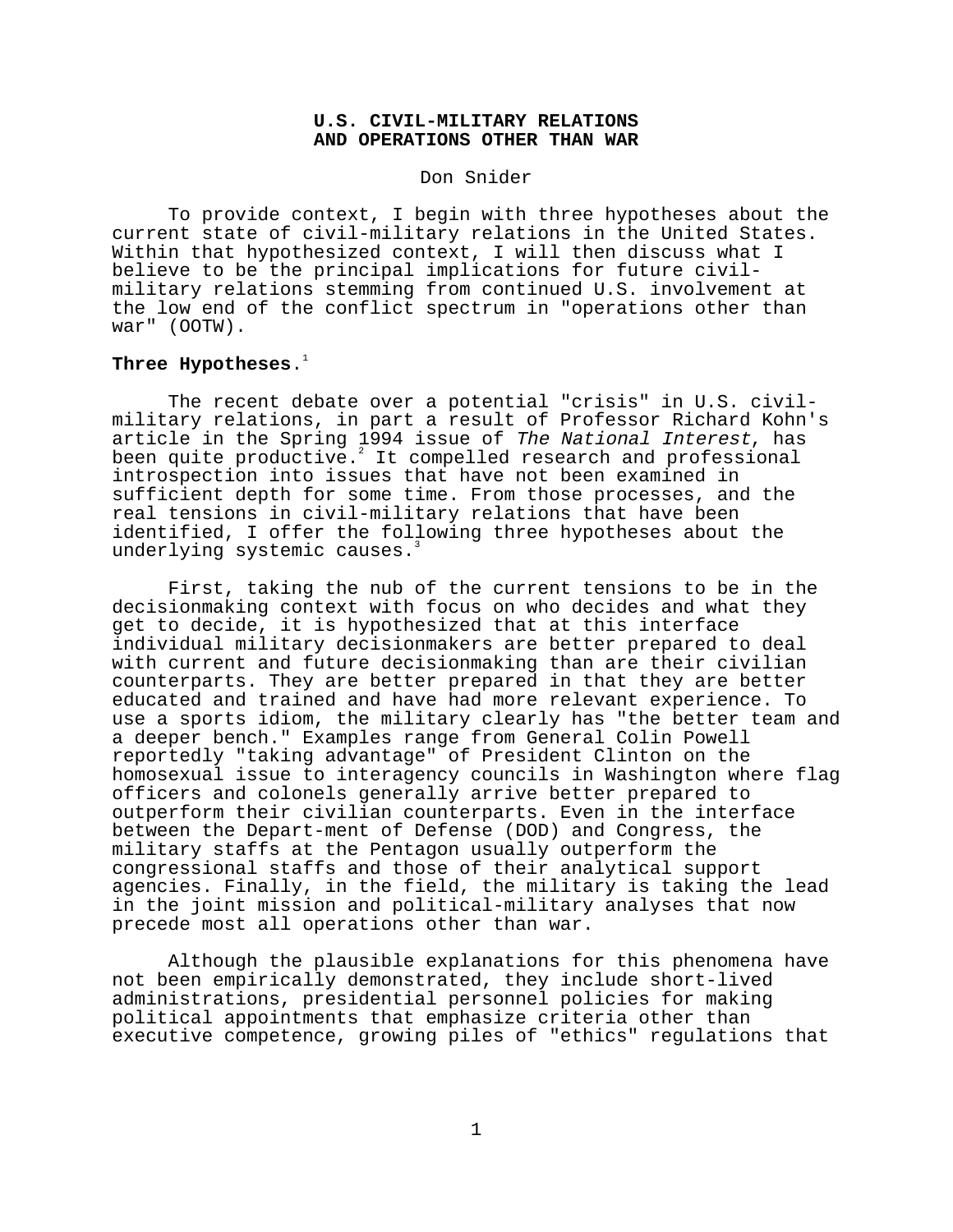# U.S. CIVIL-MILITARY RELATIONS AND OPERATIONS OTHER THAN WAR

Don Snider

To provide context, I begin with three hypotheses about the current state of civil-military relations in the United States. Within that hypothesized context, I will then discuss what I believe to be the principal implications for future civil-military relations stemming from continued U.S. involvement at the low end of the conflict spectrum in "operations other than war" (OOTW).

**Three Hypotheses**.[1]

The recent debate over a potential "crisis" in U.S. civil-military relations, in part a result of Professor Richard Kohn's article in the Spring 1994 issue of *The National Interest*, has been quite productive.[2] It compelled research and professional introspection into issues that have not been examined in sufficient depth for some time. From those processes, and the real tensions in civil-military relations that have been identified, I offer the following three hypotheses about the underlying systemic causes.[3]

First, taking the nub of the current tensions to be in the decisionmaking context with focus on who decides and what they get to decide, it is hypothesized that at this interface individual military decisionmakers are better prepared to deal with current and future decisionmaking than are their civilian counterparts. They are better prepared in that they are better educated and trained and have had more relevant experience. To use a sports idiom, the military clearly has "the better team and a deeper bench." Examples range from General Colin Powell reportedly "taking advantage" of President Clinton on the homosexual issue to interagency councils in Washington where flag officers and colonels generally arrive better prepared to outperform their civilian counterparts. Even in the interface between the Depart-ment of Defense (DOD) and Congress, the military staffs at the Pentagon usually outperform the congressional staffs and those of their analytical support agencies. Finally, in the field, the military is taking the lead in the joint mission and political-military analyses that now precede most all operations other than war.

Although the plausible explanations for this phenomena have not been empirically demonstrated, they include short-lived administrations, presidential personnel policies for making political appointments that emphasize criteria other than executive competence, growing piles of "ethics" regulations that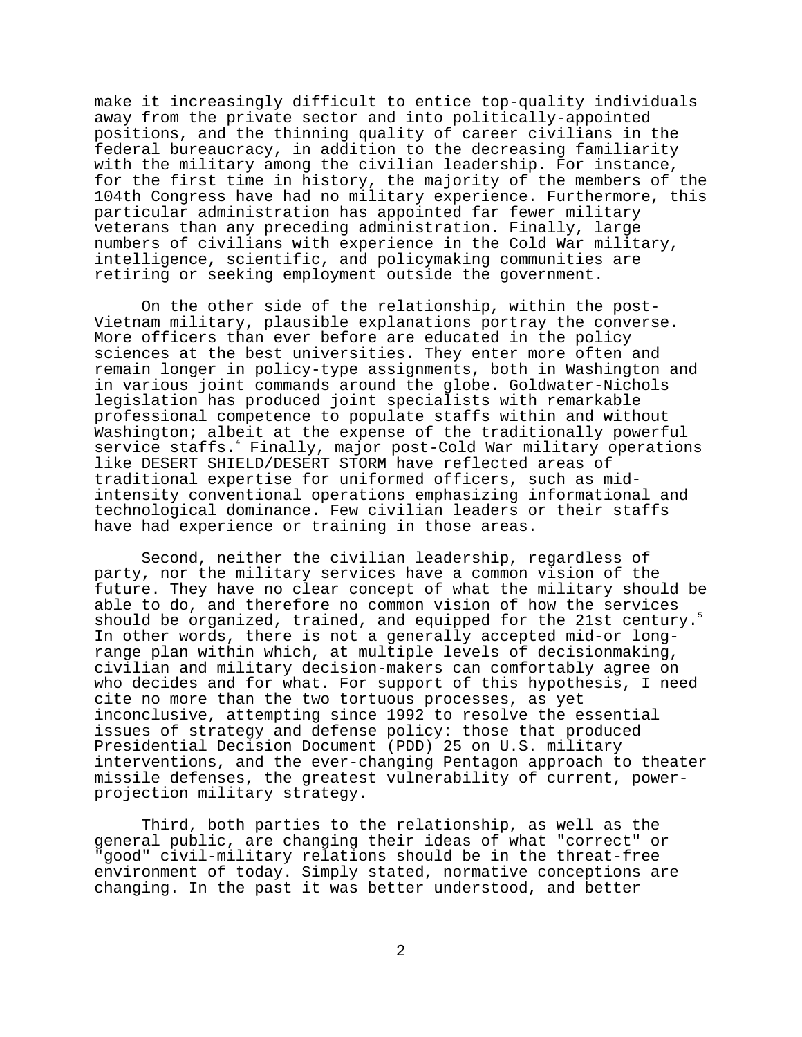make it increasingly difficult to entice top-quality individuals away from the private sector and into politically-appointed positions, and the thinning quality of career civilians in the federal bureaucracy, in addition to the decreasing familiarity with the military among the civilian leadership. For instance, for the first time in history, the majority of the members of the 104th Congress have had no military experience. Furthermore, this particular administration has appointed far fewer military veterans than any preceding administration. Finally, large numbers of civilians with experience in the Cold War military, intelligence, scientific, and policymaking communities are retiring or seeking employment outside the government.

On the other side of the relationship, within the post-Vietnam military, plausible explanations portray the converse. More officers than ever before are educated in the policy sciences at the best universities. They enter more often and remain longer in policy-type assignments, both in Washington and in various joint commands around the globe. Goldwater-Nichols legislation has produced joint specialists with remarkable professional competence to populate staffs within and without Washington; albeit at the expense of the traditionally powerful service staffs.[4] Finally, major post-Cold War military operations like DESERT SHIELD/DESERT STORM have reflected areas of traditional expertise for uniformed officers, such as mid-intensity conventional operations emphasizing informational and technological dominance. Few civilian leaders or their staffs have had experience or training in those areas.

Second, neither the civilian leadership, regardless of party, nor the military services have a common vision of the future. They have no clear concept of what the military should be able to do, and therefore no common vision of how the services should be organized, trained, and equipped for the 21st century.[5] In other words, there is not a generally accepted mid-or long-range plan within which, at multiple levels of decisionmaking, civilian and military decision-makers can comfortably agree on who decides and for what. For support of this hypothesis, I need cite no more than the two tortuous processes, as yet inconclusive, attempting since 1992 to resolve the essential issues of strategy and defense policy: those that produced Presidential Decision Document (PDD) 25 on U.S. military interventions, and the ever-changing Pentagon approach to theater missile defenses, the greatest vulnerability of current, power-projection military strategy.

Third, both parties to the relationship, as well as the general public, are changing their ideas of what "correct" or "good" civil-military relations should be in the threat-free environment of today. Simply stated, normative conceptions are changing. In the past it was better understood, and better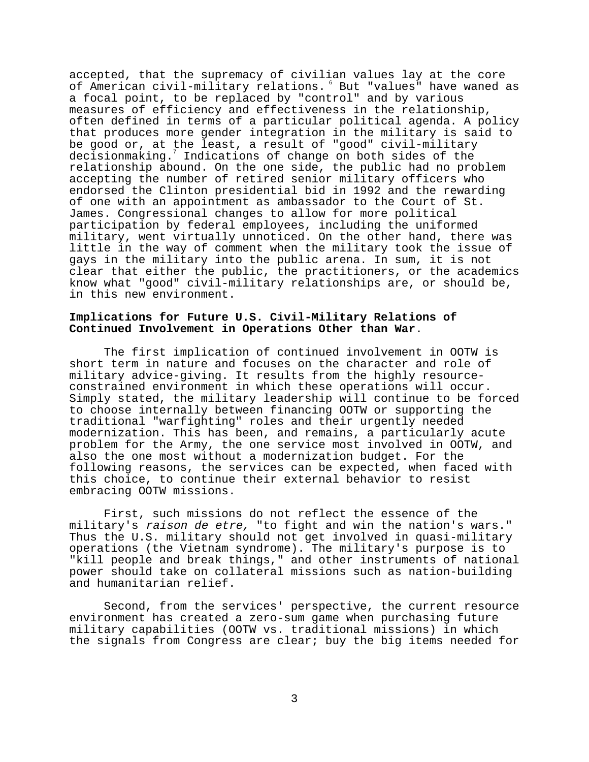accepted, that the supremacy of civilian values lay at the core of American civil-military relations.[6] But "values" have waned as a focal point, to be replaced by "control" and by various measures of efficiency and effectiveness in the relationship, often defined in terms of a particular political agenda. A policy that produces more gender integration in the military is said to be good or, at the least, a result of "good" civil-military decisionmaking.[7] Indications of change on both sides of the relationship abound. On the one side, the public had no problem accepting the number of retired senior military officers who endorsed the Clinton presidential bid in 1992 and the rewarding of one with an appointment as ambassador to the Court of St. James. Congressional changes to allow for more political participation by federal employees, including the uniformed military, went virtually unnoticed. On the other hand, there was little in the way of comment when the military took the issue of gays in the military into the public arena. In sum, it is not clear that either the public, the practitioners, or the academics know what "good" civil-military relationships are, or should be, in this new environment.

**Implications for Future U.S. Civil-Military Relations of Continued Involvement in Operations Other than War.**

The first implication of continued involvement in OOTW is short term in nature and focuses on the character and role of military advice-giving. It results from the highly resource-constrained environment in which these operations will occur. Simply stated, the military leadership will continue to be forced to choose internally between financing OOTW or supporting the traditional "warfighting" roles and their urgently needed modernization. This has been, and remains, a particularly acute problem for the Army, the one service most involved in OOTW, and also the one most without a modernization budget. For the following reasons, the services can be expected, when faced with this choice, to continue their external behavior to resist embracing OOTW missions.

First, such missions do not reflect the essence of the military's *raison de etre,* "to fight and win the nation's wars." Thus the U.S. military should not get involved in quasi-military operations (the Vietnam syndrome). The military's purpose is to "kill people and break things," and other instruments of national power should take on collateral missions such as nation-building and humanitarian relief.

Second, from the services' perspective, the current resource environment has created a zero-sum game when purchasing future military capabilities (OOTW vs. traditional missions) in which the signals from Congress are clear; buy the big items needed for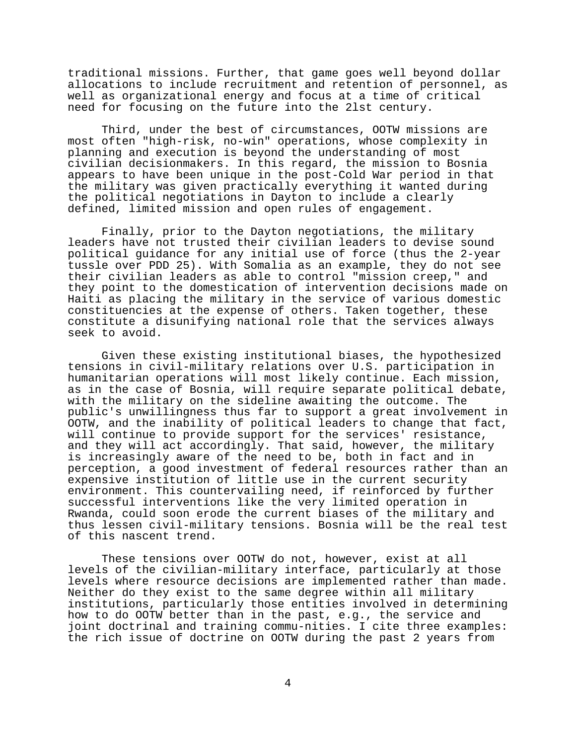traditional missions. Further, that game goes well beyond dollar allocations to include recruitment and retention of personnel, as well as organizational energy and focus at a time of critical need for focusing on the future into the 21st century.

Third, under the best of circumstances, OOTW missions are most often "high-risk, no-win" operations, whose complexity in planning and execution is beyond the understanding of most civilian decisionmakers. In this regard, the mission to Bosnia appears to have been unique in the post-Cold War period in that the military was given practically everything it wanted during the political negotiations in Dayton to include a clearly defined, limited mission and open rules of engagement.

Finally, prior to the Dayton negotiations, the military leaders have not trusted their civilian leaders to devise sound political guidance for any initial use of force (thus the 2-year tussle over PDD 25). With Somalia as an example, they do not see their civilian leaders as able to control "mission creep," and they point to the domestication of intervention decisions made on Haiti as placing the military in the service of various domestic constituencies at the expense of others. Taken together, these constitute a disunifying national role that the services always seek to avoid.

Given these existing institutional biases, the hypothesized tensions in civil-military relations over U.S. participation in humanitarian operations will most likely continue. Each mission, as in the case of Bosnia, will require separate political debate, with the military on the sideline awaiting the outcome. The public's unwillingness thus far to support a great involvement in OOTW, and the inability of political leaders to change that fact, will continue to provide support for the services' resistance, and they will act accordingly. That said, however, the military is increasingly aware of the need to be, both in fact and in perception, a good investment of federal resources rather than an expensive institution of little use in the current security environment. This countervailing need, if reinforced by further successful interventions like the very limited operation in Rwanda, could soon erode the current biases of the military and thus lessen civil-military tensions. Bosnia will be the real test of this nascent trend.

These tensions over OOTW do not, however, exist at all levels of the civilian-military interface, particularly at those levels where resource decisions are implemented rather than made. Neither do they exist to the same degree within all military institutions, particularly those entities involved in determining how to do OOTW better than in the past, e.g., the service and joint doctrinal and training commu-nities. I cite three examples: the rich issue of doctrine on OOTW during the past 2 years from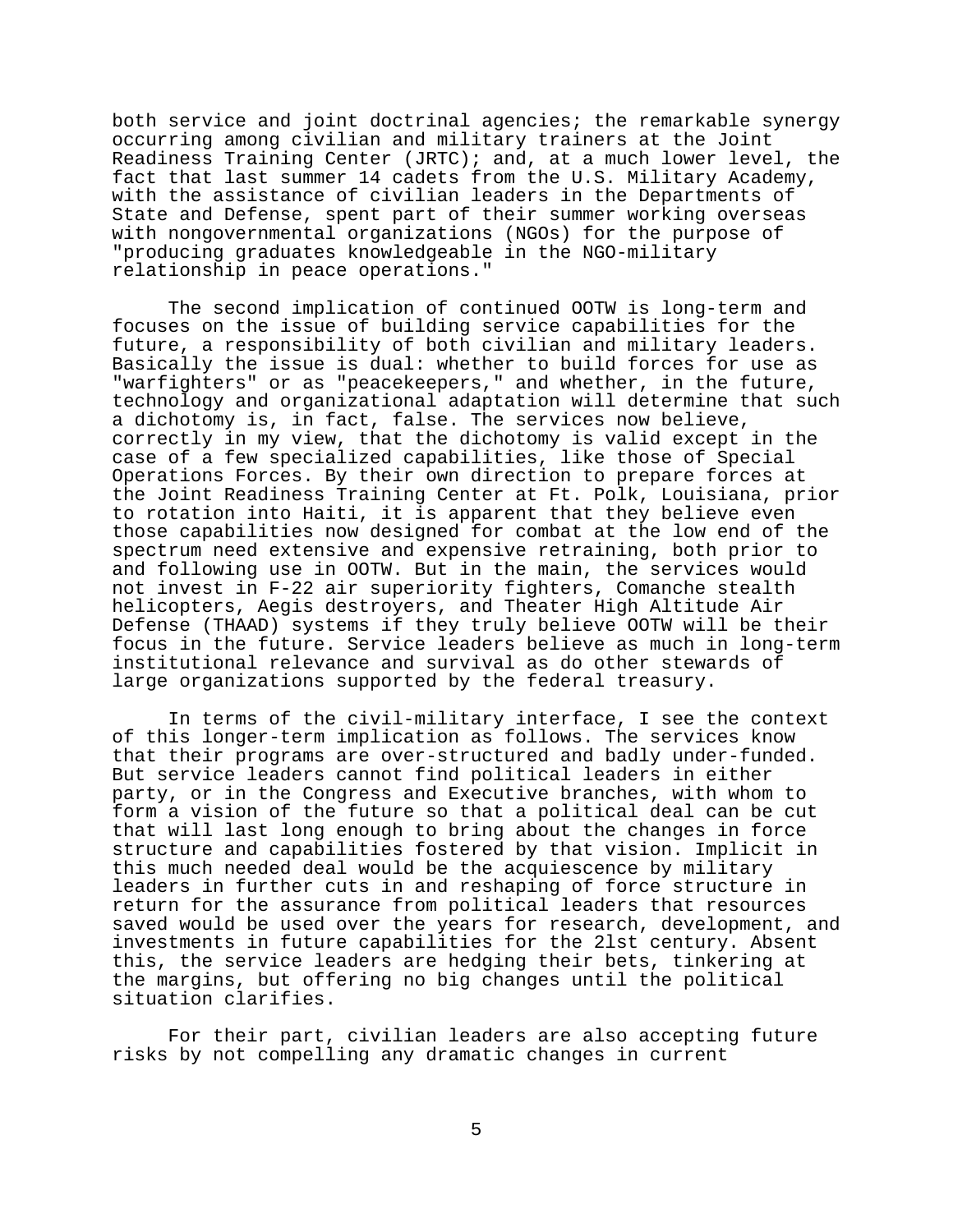both service and joint doctrinal agencies; the remarkable synergy occurring among civilian and military trainers at the Joint Readiness Training Center (JRTC); and, at a much lower level, the fact that last summer 14 cadets from the U.S. Military Academy, with the assistance of civilian leaders in the Departments of State and Defense, spent part of their summer working overseas with nongovernmental organizations (NGOs) for the purpose of "producing graduates knowledgeable in the NGO-military relationship in peace operations."

The second implication of continued OOTW is long-term and focuses on the issue of building service capabilities for the future, a responsibility of both civilian and military leaders. Basically the issue is dual: whether to build forces for use as "warfighters" or as "peacekeepers," and whether, in the future, technology and organizational adaptation will determine that such a dichotomy is, in fact, false. The services now believe, correctly in my view, that the dichotomy is valid except in the case of a few specialized capabilities, like those of Special Operations Forces. By their own direction to prepare forces at the Joint Readiness Training Center at Ft. Polk, Louisiana, prior to rotation into Haiti, it is apparent that they believe even those capabilities now designed for combat at the low end of the spectrum need extensive and expensive retraining, both prior to and following use in OOTW. But in the main, the services would not invest in F-22 air superiority fighters, Comanche stealth helicopters, Aegis destroyers, and Theater High Altitude Air Defense (THAAD) systems if they truly believe OOTW will be their focus in the future. Service leaders believe as much in long-term institutional relevance and survival as do other stewards of large organizations supported by the federal treasury.

In terms of the civil-military interface, I see the context of this longer-term implication as follows. The services know that their programs are over-structured and badly under-funded. But service leaders cannot find political leaders in either party, or in the Congress and Executive branches, with whom to form a vision of the future so that a political deal can be cut that will last long enough to bring about the changes in force structure and capabilities fostered by that vision. Implicit in this much needed deal would be the acquiescence by military leaders in further cuts in and reshaping of force structure in return for the assurance from political leaders that resources saved would be used over the years for research, development, and investments in future capabilities for the 21st century. Absent this, the service leaders are hedging their bets, tinkering at the margins, but offering no big changes until the political situation clarifies.

For their part, civilian leaders are also accepting future risks by not compelling any dramatic changes in current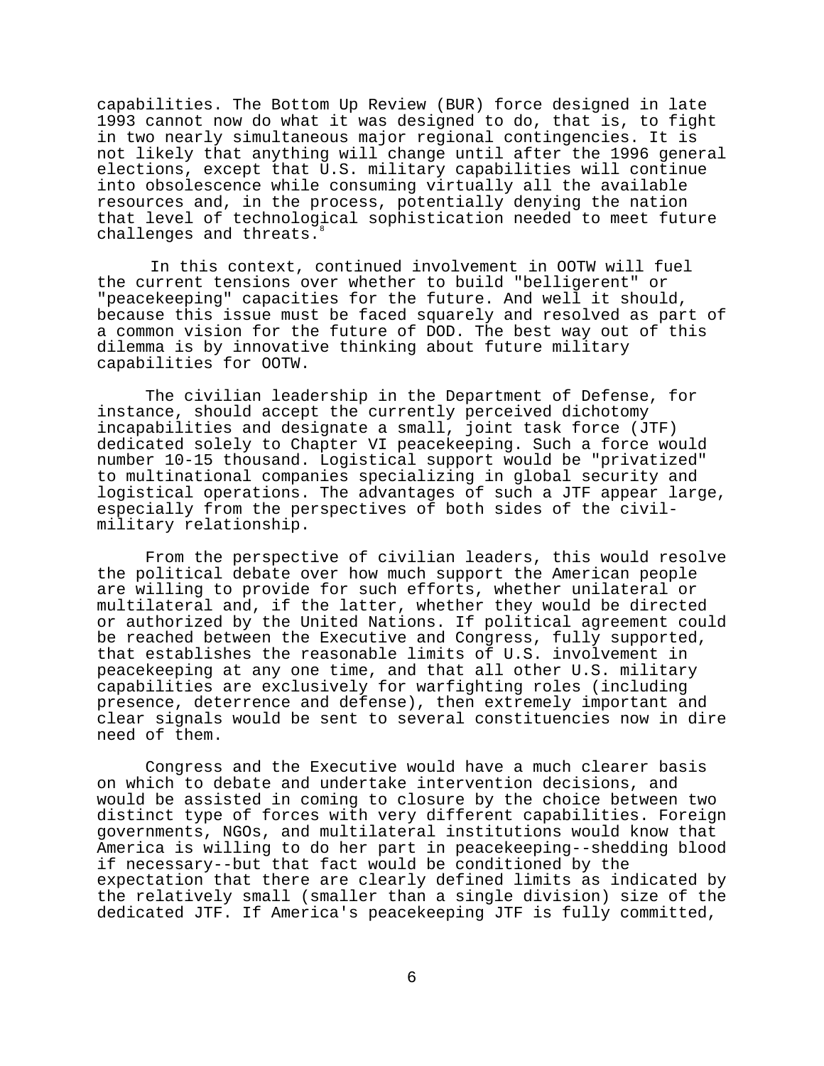capabilities. The Bottom Up Review (BUR) force designed in late 1993 cannot now do what it was designed to do, that is, to fight in two nearly simultaneous major regional contingencies. It is not likely that anything will change until after the 1996 general elections, except that U.S. military capabilities will continue into obsolescence while consuming virtually all the available resources and, in the process, potentially denying the nation that level of technological sophistication needed to meet future challenges and threats.[8]

In this context, continued involvement in OOTW will fuel the current tensions over whether to build "belligerent" or "peacekeeping" capacities for the future. And well it should, because this issue must be faced squarely and resolved as part of a common vision for the future of DOD. The best way out of this dilemma is by innovative thinking about future military capabilities for OOTW.

The civilian leadership in the Department of Defense, for instance, should accept the currently perceived dichotomy incapabilities and designate a small, joint task force (JTF) dedicated solely to Chapter VI peacekeeping. Such a force would number 10-15 thousand. Logistical support would be "privatized" to multinational companies specializing in global security and logistical operations. The advantages of such a JTF appear large, especially from the perspectives of both sides of the civil-military relationship.

From the perspective of civilian leaders, this would resolve the political debate over how much support the American people are willing to provide for such efforts, whether unilateral or multilateral and, if the latter, whether they would be directed or authorized by the United Nations. If political agreement could be reached between the Executive and Congress, fully supported, that establishes the reasonable limits of U.S. involvement in peacekeeping at any one time, and that all other U.S. military capabilities are exclusively for warfighting roles (including presence, deterrence and defense), then extremely important and clear signals would be sent to several constituencies now in dire need of them.

Congress and the Executive would have a much clearer basis on which to debate and undertake intervention decisions, and would be assisted in coming to closure by the choice between two distinct type of forces with very different capabilities. Foreign governments, NGOs, and multilateral institutions would know that America is willing to do her part in peacekeeping--shedding blood if necessary--but that fact would be conditioned by the expectation that there are clearly defined limits as indicated by the relatively small (smaller than a single division) size of the dedicated JTF. If America's peacekeeping JTF is fully committed,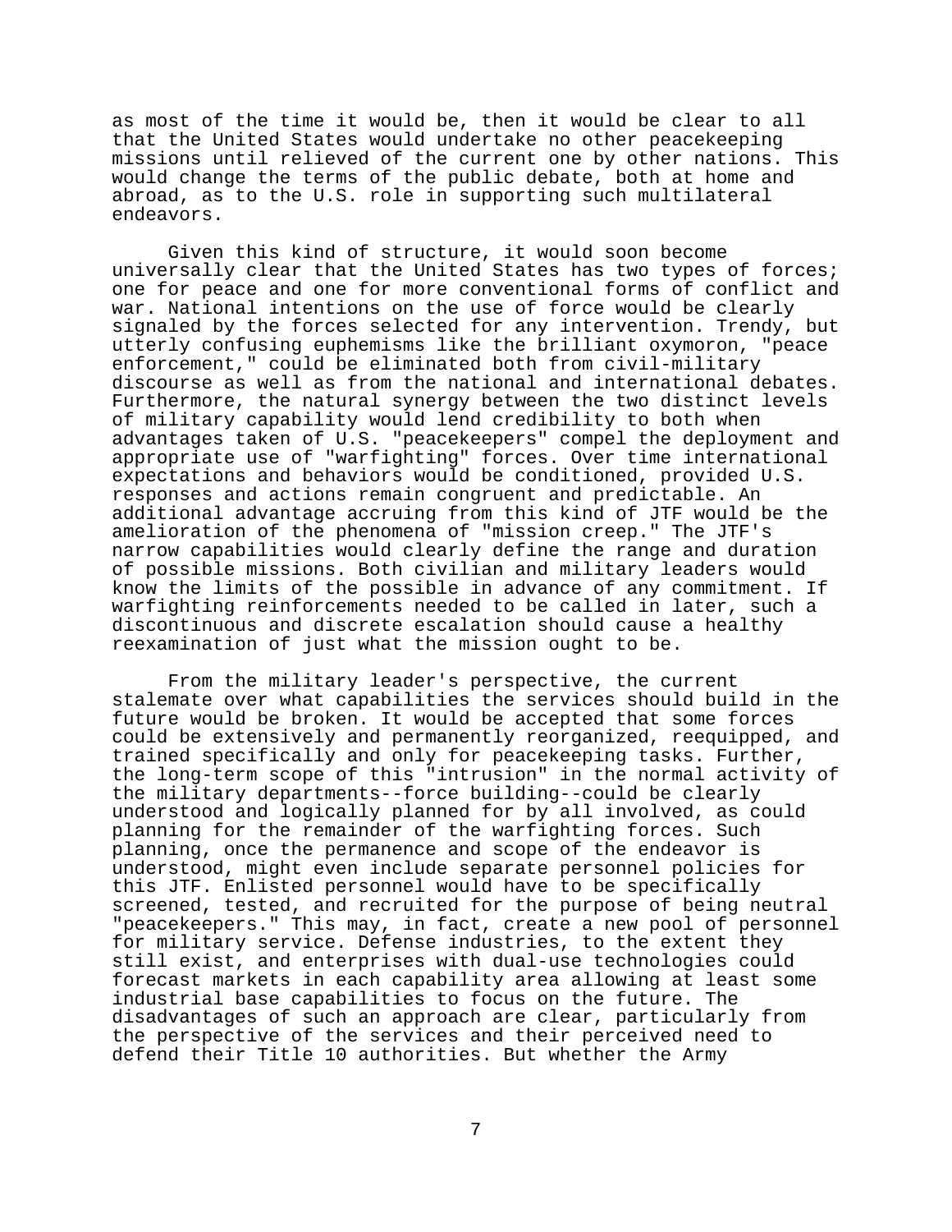as most of the time it would be, then it would be clear to all that the United States would undertake no other peacekeeping missions until relieved of the current one by other nations. This would change the terms of the public debate, both at home and abroad, as to the U.S. role in supporting such multilateral endeavors.

Given this kind of structure, it would soon become universally clear that the United States has two types of forces; one for peace and one for more conventional forms of conflict and war. National intentions on the use of force would be clearly signaled by the forces selected for any intervention. Trendy, but utterly confusing euphemisms like the brilliant oxymoron, "peace enforcement," could be eliminated both from civil-military discourse as well as from the national and international debates. Furthermore, the natural synergy between the two distinct levels of military capability would lend credibility to both when advantages taken of U.S. "peacekeepers" compel the deployment and appropriate use of "warfighting" forces. Over time international expectations and behaviors would be conditioned, provided U.S. responses and actions remain congruent and predictable. An additional advantage accruing from this kind of JTF would be the amelioration of the phenomena of "mission creep." The JTF's narrow capabilities would clearly define the range and duration of possible missions. Both civilian and military leaders would know the limits of the possible in advance of any commitment. If warfighting reinforcements needed to be called in later, such a discontinuous and discrete escalation should cause a healthy reexamination of just what the mission ought to be.

From the military leader's perspective, the current stalemate over what capabilities the services should build in the future would be broken. It would be accepted that some forces could be extensively and permanently reorganized, reequipped, and trained specifically and only for peacekeeping tasks. Further, the long-term scope of this "intrusion" in the normal activity of the military departments--force building--could be clearly understood and logically planned for by all involved, as could planning for the remainder of the warfighting forces. Such planning, once the permanence and scope of the endeavor is understood, might even include separate personnel policies for this JTF. Enlisted personnel would have to be specifically screened, tested, and recruited for the purpose of being neutral "peacekeepers." This may, in fact, create a new pool of personnel for military service. Defense industries, to the extent they still exist, and enterprises with dual-use technologies could forecast markets in each capability area allowing at least some industrial base capabilities to focus on the future. The disadvantages of such an approach are clear, particularly from the perspective of the services and their perceived need to defend their Title 10 authorities. But whether the Army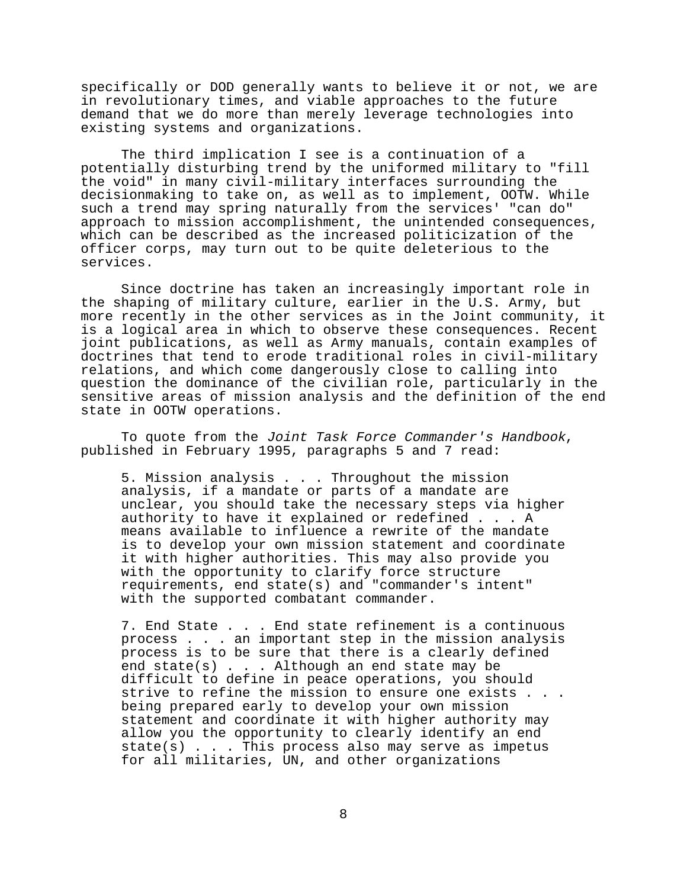specifically or DOD generally wants to believe it or not, we are in revolutionary times, and viable approaches to the future demand that we do more than merely leverage technologies into existing systems and organizations.

The third implication I see is a continuation of a potentially disturbing trend by the uniformed military to "fill the void" in many civil-military interfaces surrounding the decisionmaking to take on, as well as to implement, OOTW. While such a trend may spring naturally from the services' "can do" approach to mission accomplishment, the unintended consequences, which can be described as the increased politicization of the officer corps, may turn out to be quite deleterious to the services.

Since doctrine has taken an increasingly important role in the shaping of military culture, earlier in the U.S. Army, but more recently in the other services as in the Joint community, it is a logical area in which to observe these consequences. Recent joint publications, as well as Army manuals, contain examples of doctrines that tend to erode traditional roles in civil-military relations, and which come dangerously close to calling into question the dominance of the civilian role, particularly in the sensitive areas of mission analysis and the definition of the end state in OOTW operations.

To quote from the *Joint Task Force Commander's Handbook*, published in February 1995, paragraphs 5 and 7 read:

> 5. Mission analysis . . . Throughout the mission analysis, if a mandate or parts of a mandate are unclear, you should take the necessary steps via higher authority to have it explained or redefined . . . A means available to influence a rewrite of the mandate is to develop your own mission statement and coordinate it with higher authorities. This may also provide you with the opportunity to clarify force structure requirements, end state(s) and "commander's intent" with the supported combatant commander.
>
> 7. End State . . . End state refinement is a continuous process . . . an important step in the mission analysis process is to be sure that there is a clearly defined end state(s) . . . Although an end state may be difficult to define in peace operations, you should strive to refine the mission to ensure one exists . . . being prepared early to develop your own mission statement and coordinate it with higher authority may allow you the opportunity to clearly identify an end state(s) . . . This process also may serve as impetus for all militaries, UN, and other organizations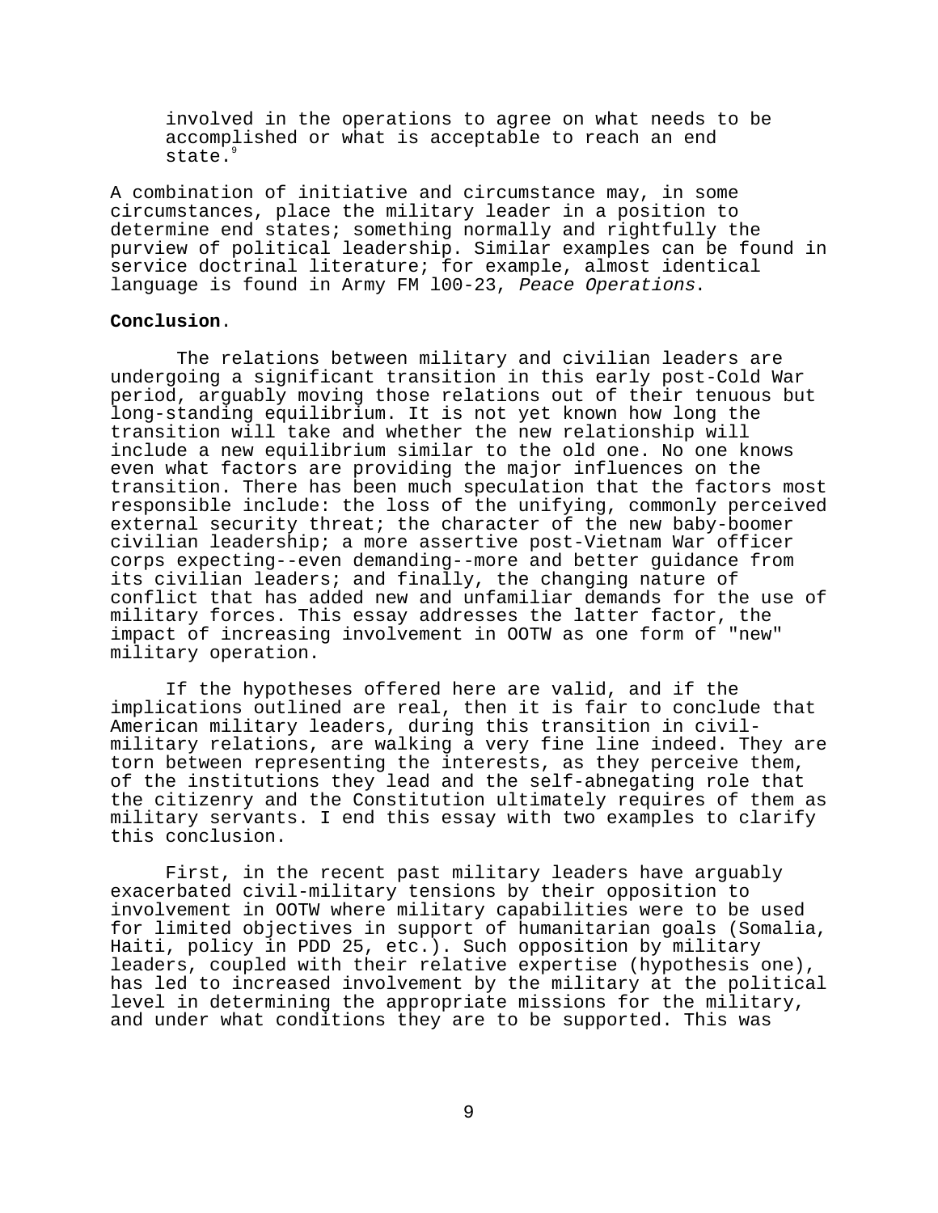involved in the operations to agree on what needs to be accomplished or what is acceptable to reach an end state.[9]

A combination of initiative and circumstance may, in some circumstances, place the military leader in a position to determine end states; something normally and rightfully the purview of political leadership. Similar examples can be found in service doctrinal literature; for example, almost identical language is found in Army FM l00-23, *Peace Operations*.

**Conclusion**.

The relations between military and civilian leaders are undergoing a significant transition in this early post-Cold War period, arguably moving those relations out of their tenuous but long-standing equilibrium. It is not yet known how long the transition will take and whether the new relationship will include a new equilibrium similar to the old one. No one knows even what factors are providing the major influences on the transition. There has been much speculation that the factors most responsible include: the loss of the unifying, commonly perceived external security threat; the character of the new baby-boomer civilian leadership; a more assertive post-Vietnam War officer corps expecting--even demanding--more and better guidance from its civilian leaders; and finally, the changing nature of conflict that has added new and unfamiliar demands for the use of military forces. This essay addresses the latter factor, the impact of increasing involvement in OOTW as one form of "new" military operation.

If the hypotheses offered here are valid, and if the implications outlined are real, then it is fair to conclude that American military leaders, during this transition in civil-military relations, are walking a very fine line indeed. They are torn between representing the interests, as they perceive them, of the institutions they lead and the self-abnegating role that the citizenry and the Constitution ultimately requires of them as military servants. I end this essay with two examples to clarify this conclusion.

First, in the recent past military leaders have arguably exacerbated civil-military tensions by their opposition to involvement in OOTW where military capabilities were to be used for limited objectives in support of humanitarian goals (Somalia, Haiti, policy in PDD 25, etc.). Such opposition by military leaders, coupled with their relative expertise (hypothesis one), has led to increased involvement by the military at the political level in determining the appropriate missions for the military, and under what conditions they are to be supported. This was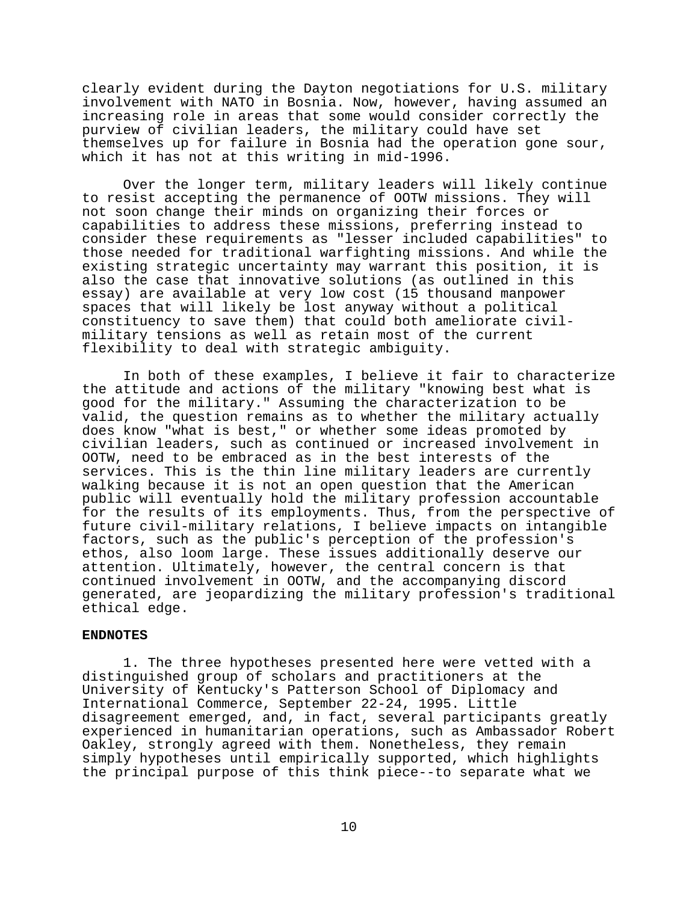clearly evident during the Dayton negotiations for U.S. military involvement with NATO in Bosnia. Now, however, having assumed an increasing role in areas that some would consider correctly the purview of civilian leaders, the military could have set themselves up for failure in Bosnia had the operation gone sour, which it has not at this writing in mid-1996.

Over the longer term, military leaders will likely continue to resist accepting the permanence of OOTW missions. They will not soon change their minds on organizing their forces or capabilities to address these missions, preferring instead to consider these requirements as "lesser included capabilities" to those needed for traditional warfighting missions. And while the existing strategic uncertainty may warrant this position, it is also the case that innovative solutions (as outlined in this essay) are available at very low cost (15 thousand manpower spaces that will likely be lost anyway without a political constituency to save them) that could both ameliorate civil-military tensions as well as retain most of the current flexibility to deal with strategic ambiguity.

In both of these examples, I believe it fair to characterize the attitude and actions of the military "knowing best what is good for the military." Assuming the characterization to be valid, the question remains as to whether the military actually does know "what is best," or whether some ideas promoted by civilian leaders, such as continued or increased involvement in OOTW, need to be embraced as in the best interests of the services. This is the thin line military leaders are currently walking because it is not an open question that the American public will eventually hold the military profession accountable for the results of its employments. Thus, from the perspective of future civil-military relations, I believe impacts on intangible factors, such as the public's perception of the profession's ethos, also loom large. These issues additionally deserve our attention. Ultimately, however, the central concern is that continued involvement in OOTW, and the accompanying discord generated, are jeopardizing the military profession's traditional ethical edge.

**ENDNOTES**

1. The three hypotheses presented here were vetted with a distinguished group of scholars and practitioners at the University of Kentucky's Patterson School of Diplomacy and International Commerce, September 22-24, 1995. Little disagreement emerged, and, in fact, several participants greatly experienced in humanitarian operations, such as Ambassador Robert Oakley, strongly agreed with them. Nonetheless, they remain simply hypotheses until empirically supported, which highlights the principal purpose of this think piece--to separate what we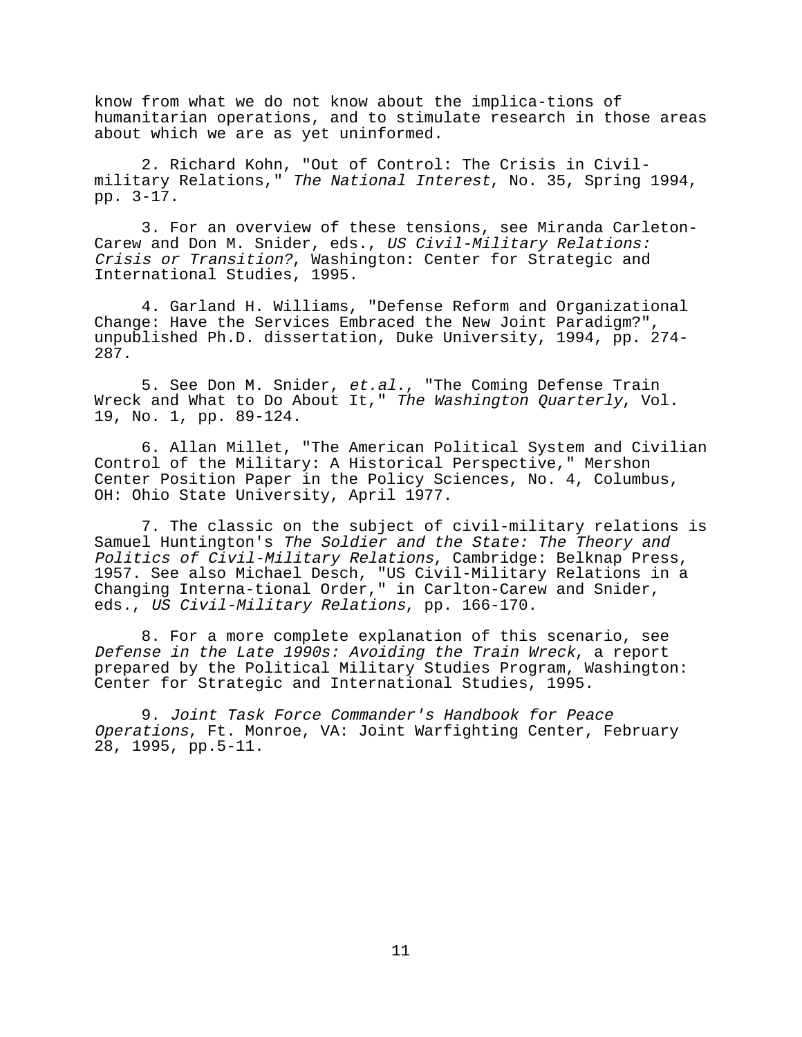know from what we do not know about the implica-tions of humanitarian operations, and to stimulate research in those areas about which we are as yet uninformed.

2. Richard Kohn, "Out of Control: The Crisis in Civil-military Relations," *The National Interest*, No. 35, Spring 1994, pp. 3-17.

3. For an overview of these tensions, see Miranda Carleton-Carew and Don M. Snider, eds., *US Civil-Military Relations: Crisis or Transition?*, Washington: Center for Strategic and International Studies, 1995.

4. Garland H. Williams, "Defense Reform and Organizational Change: Have the Services Embraced the New Joint Paradigm?", unpublished Ph.D. dissertation, Duke University, 1994, pp. 274-287.

5. See Don M. Snider, *et.al.*, "The Coming Defense Train Wreck and What to Do About It," *The Washington Quarterly*, Vol. 19, No. 1, pp. 89-124.

6. Allan Millet, "The American Political System and Civilian Control of the Military: A Historical Perspective," Mershon Center Position Paper in the Policy Sciences, No. 4, Columbus, OH: Ohio State University, April 1977.

7. The classic on the subject of civil-military relations is Samuel Huntington's *The Soldier and the State: The Theory and Politics of Civil-Military Relations*, Cambridge: Belknap Press, 1957. See also Michael Desch, "US Civil-Military Relations in a Changing Interna-tional Order," in Carlton-Carew and Snider, eds., *US Civil-Military Relations*, pp. 166-170.

8. For a more complete explanation of this scenario, see *Defense in the Late 1990s: Avoiding the Train Wreck*, a report prepared by the Political Military Studies Program, Washington: Center for Strategic and International Studies, 1995.

9. *Joint Task Force Commander's Handbook for Peace Operations*, Ft. Monroe, VA: Joint Warfighting Center, February 28, 1995, pp.5-11.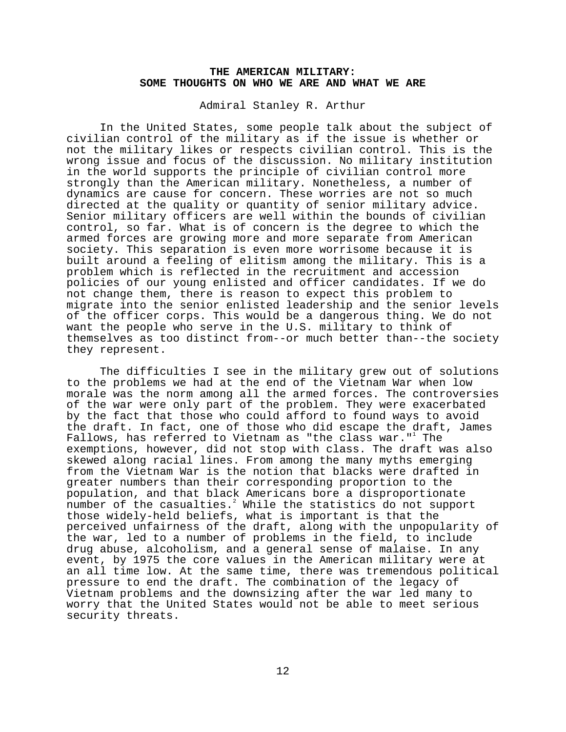# THE AMERICAN MILITARY:
# SOME THOUGHTS ON WHO WE ARE AND WHAT WE ARE

Admiral Stanley R. Arthur

In the United States, some people talk about the subject of civilian control of the military as if the issue is whether or not the military likes or respects civilian control. This is the wrong issue and focus of the discussion. No military institution in the world supports the principle of civilian control more strongly than the American military. Nonetheless, a number of dynamics are cause for concern. These worries are not so much directed at the quality or quantity of senior military advice. Senior military officers are well within the bounds of civilian control, so far. What is of concern is the degree to which the armed forces are growing more and more separate from American society. This separation is even more worrisome because it is built around a feeling of elitism among the military. This is a problem which is reflected in the recruitment and accession policies of our young enlisted and officer candidates. If we do not change them, there is reason to expect this problem to migrate into the senior enlisted leadership and the senior levels of the officer corps. This would be a dangerous thing. We do not want the people who serve in the U.S. military to think of themselves as too distinct from--or much better than--the society they represent.

The difficulties I see in the military grew out of solutions to the problems we had at the end of the Vietnam War when low morale was the norm among all the armed forces. The controversies of the war were only part of the problem. They were exacerbated by the fact that those who could afford to found ways to avoid the draft. In fact, one of those who did escape the draft, James Fallows, has referred to Vietnam as "the class war."[1] The exemptions, however, did not stop with class. The draft was also skewed along racial lines. From among the many myths emerging from the Vietnam War is the notion that blacks were drafted in greater numbers than their corresponding proportion to the population, and that black Americans bore a disproportionate number of the casualties.[2] While the statistics do not support those widely-held beliefs, what is important is that the perceived unfairness of the draft, along with the unpopularity of the war, led to a number of problems in the field, to include drug abuse, alcoholism, and a general sense of malaise. In any event, by 1975 the core values in the American military were at an all time low. At the same time, there was tremendous political pressure to end the draft. The combination of the legacy of Vietnam problems and the downsizing after the war led many to worry that the United States would not be able to meet serious security threats.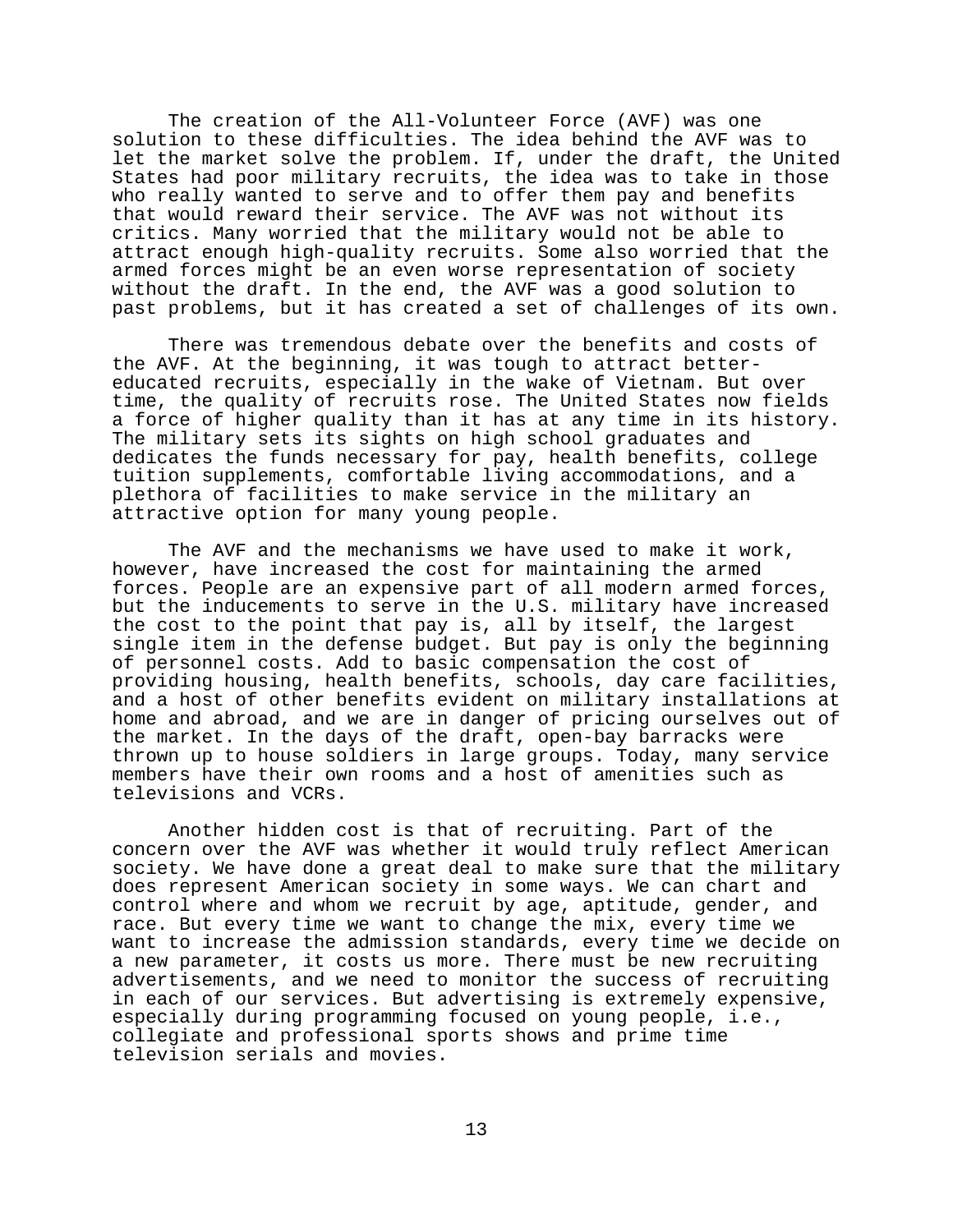The creation of the All-Volunteer Force (AVF) was one solution to these difficulties. The idea behind the AVF was to let the market solve the problem. If, under the draft, the United States had poor military recruits, the idea was to take in those who really wanted to serve and to offer them pay and benefits that would reward their service. The AVF was not without its critics. Many worried that the military would not be able to attract enough high-quality recruits. Some also worried that the armed forces might be an even worse representation of society without the draft. In the end, the AVF was a good solution to past problems, but it has created a set of challenges of its own.

There was tremendous debate over the benefits and costs of the AVF. At the beginning, it was tough to attract better-educated recruits, especially in the wake of Vietnam. But over time, the quality of recruits rose. The United States now fields a force of higher quality than it has at any time in its history. The military sets its sights on high school graduates and dedicates the funds necessary for pay, health benefits, college tuition supplements, comfortable living accommodations, and a plethora of facilities to make service in the military an attractive option for many young people.

The AVF and the mechanisms we have used to make it work, however, have increased the cost for maintaining the armed forces. People are an expensive part of all modern armed forces, but the inducements to serve in the U.S. military have increased the cost to the point that pay is, all by itself, the largest single item in the defense budget. But pay is only the beginning of personnel costs. Add to basic compensation the cost of providing housing, health benefits, schools, day care facilities, and a host of other benefits evident on military installations at home and abroad, and we are in danger of pricing ourselves out of the market. In the days of the draft, open-bay barracks were thrown up to house soldiers in large groups. Today, many service members have their own rooms and a host of amenities such as televisions and VCRs.

Another hidden cost is that of recruiting. Part of the concern over the AVF was whether it would truly reflect American society. We have done a great deal to make sure that the military does represent American society in some ways. We can chart and control where and whom we recruit by age, aptitude, gender, and race. But every time we want to change the mix, every time we want to increase the admission standards, every time we decide on a new parameter, it costs us more. There must be new recruiting advertisements, and we need to monitor the success of recruiting in each of our services. But advertising is extremely expensive, especially during programming focused on young people, i.e., collegiate and professional sports shows and prime time television serials and movies.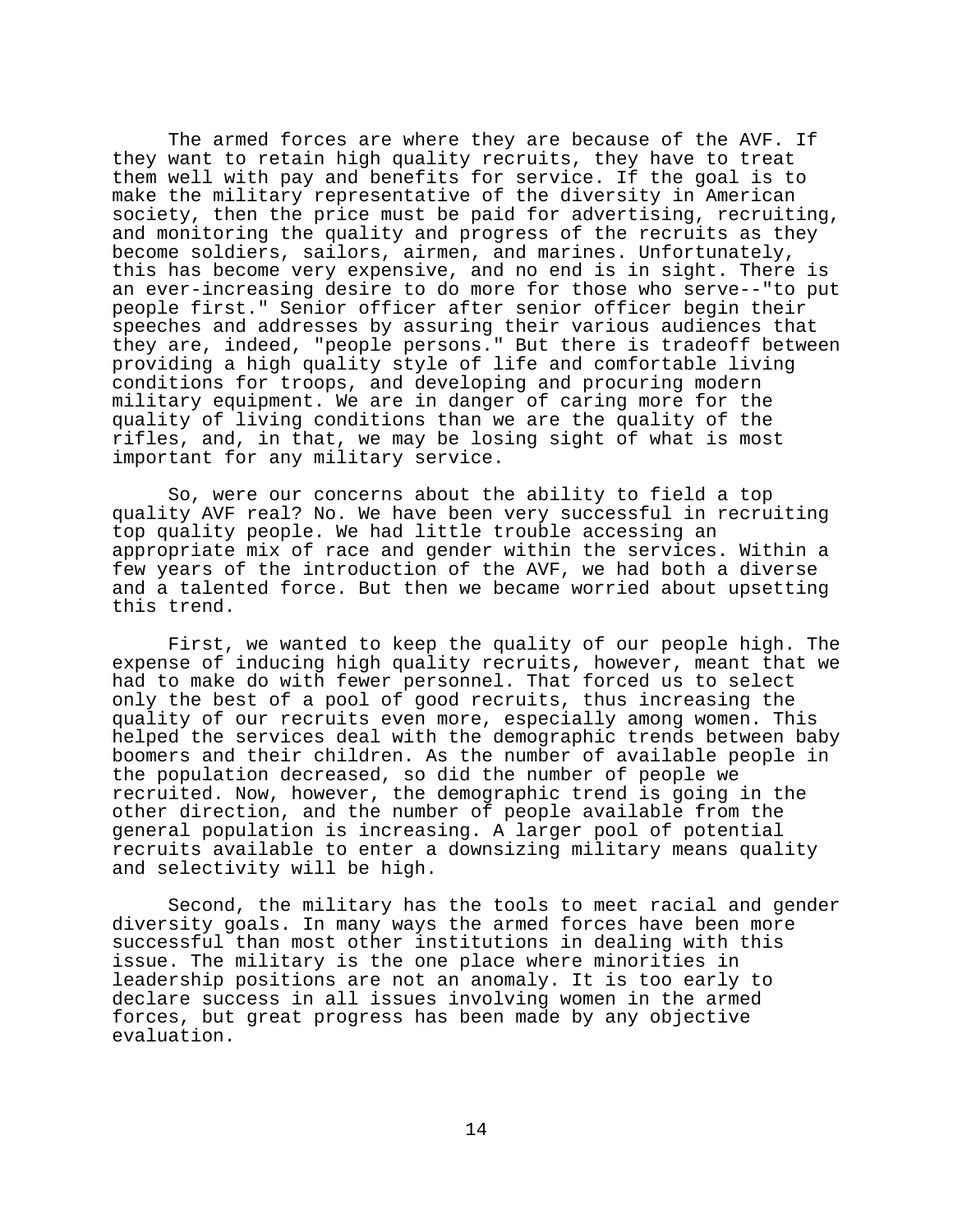The armed forces are where they are because of the AVF. If they want to retain high quality recruits, they have to treat them well with pay and benefits for service. If the goal is to make the military representative of the diversity in American society, then the price must be paid for advertising, recruiting, and monitoring the quality and progress of the recruits as they become soldiers, sailors, airmen, and marines. Unfortunately, this has become very expensive, and no end is in sight. There is an ever-increasing desire to do more for those who serve--"to put people first." Senior officer after senior officer begin their speeches and addresses by assuring their various audiences that they are, indeed, "people persons." But there is tradeoff between providing a high quality style of life and comfortable living conditions for troops, and developing and procuring modern military equipment. We are in danger of caring more for the quality of living conditions than we are the quality of the rifles, and, in that, we may be losing sight of what is most important for any military service.

So, were our concerns about the ability to field a top quality AVF real? No. We have been very successful in recruiting top quality people. We had little trouble accessing an appropriate mix of race and gender within the services. Within a few years of the introduction of the AVF, we had both a diverse and a talented force. But then we became worried about upsetting this trend.

First, we wanted to keep the quality of our people high. The expense of inducing high quality recruits, however, meant that we had to make do with fewer personnel. That forced us to select only the best of a pool of good recruits, thus increasing the quality of our recruits even more, especially among women. This helped the services deal with the demographic trends between baby boomers and their children. As the number of available people in the population decreased, so did the number of people we recruited. Now, however, the demographic trend is going in the other direction, and the number of people available from the general population is increasing. A larger pool of potential recruits available to enter a downsizing military means quality and selectivity will be high.

Second, the military has the tools to meet racial and gender diversity goals. In many ways the armed forces have been more successful than most other institutions in dealing with this issue. The military is the one place where minorities in leadership positions are not an anomaly. It is too early to declare success in all issues involving women in the armed forces, but great progress has been made by any objective evaluation.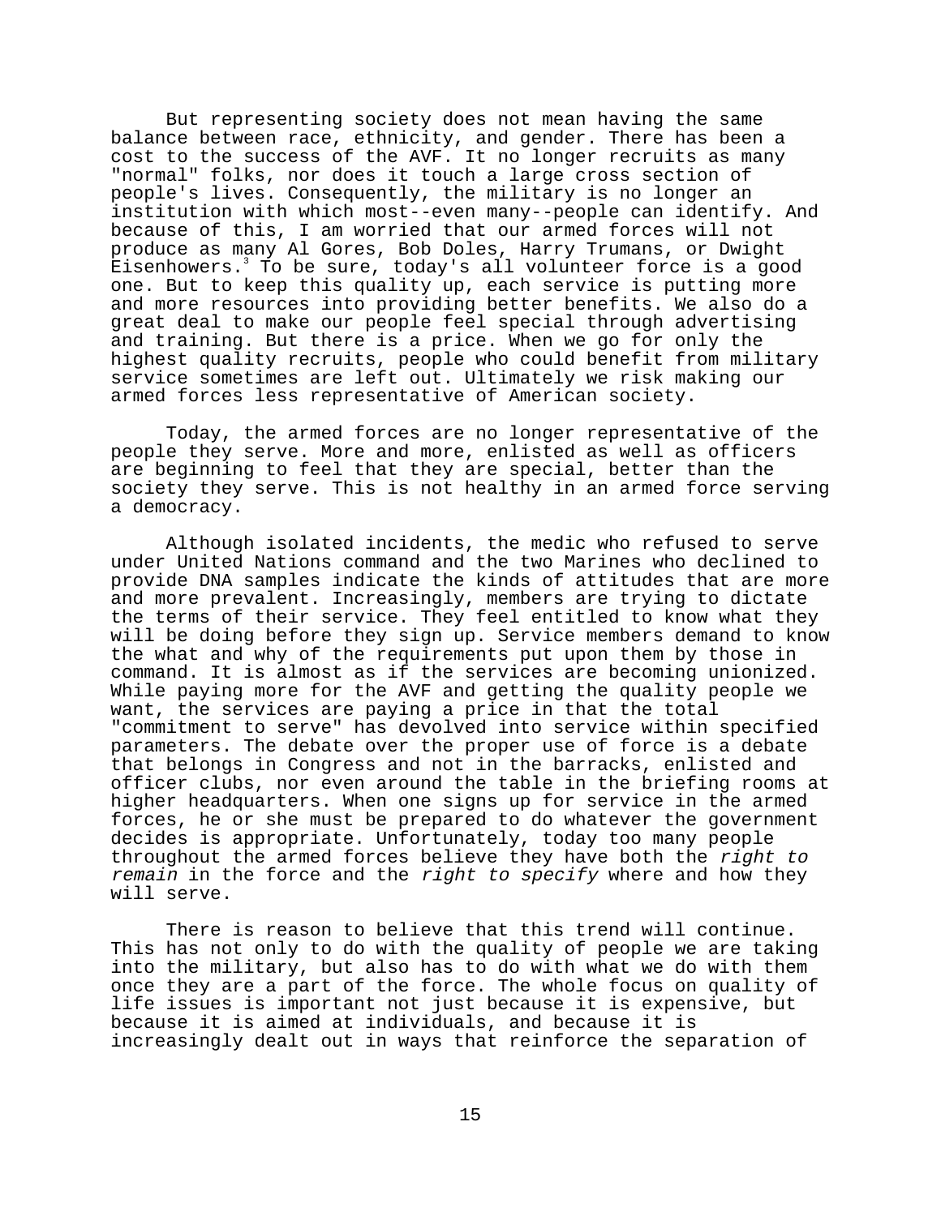But representing society does not mean having the same balance between race, ethnicity, and gender. There has been a cost to the success of the AVF. It no longer recruits as many "normal" folks, nor does it touch a large cross section of people's lives. Consequently, the military is no longer an institution with which most--even many--people can identify. And because of this, I am worried that our armed forces will not produce as many Al Gores, Bob Doles, Harry Trumans, or Dwight Eisenhowers.[3] To be sure, today's all volunteer force is a good one. But to keep this quality up, each service is putting more and more resources into providing better benefits. We also do a great deal to make our people feel special through advertising and training. But there is a price. When we go for only the highest quality recruits, people who could benefit from military service sometimes are left out. Ultimately we risk making our armed forces less representative of American society.

Today, the armed forces are no longer representative of the people they serve. More and more, enlisted as well as officers are beginning to feel that they are special, better than the society they serve. This is not healthy in an armed force serving a democracy.

Although isolated incidents, the medic who refused to serve under United Nations command and the two Marines who declined to provide DNA samples indicate the kinds of attitudes that are more and more prevalent. Increasingly, members are trying to dictate the terms of their service. They feel entitled to know what they will be doing before they sign up. Service members demand to know the what and why of the requirements put upon them by those in command. It is almost as if the services are becoming unionized. While paying more for the AVF and getting the quality people we want, the services are paying a price in that the total "commitment to serve" has devolved into service within specified parameters. The debate over the proper use of force is a debate that belongs in Congress and not in the barracks, enlisted and officer clubs, nor even around the table in the briefing rooms at higher headquarters. When one signs up for service in the armed forces, he or she must be prepared to do whatever the government decides is appropriate. Unfortunately, today too many people throughout the armed forces believe they have both the *right to remain* in the force and the *right to specify* where and how they will serve.

There is reason to believe that this trend will continue. This has not only to do with the quality of people we are taking into the military, but also has to do with what we do with them once they are a part of the force. The whole focus on quality of life issues is important not just because it is expensive, but because it is aimed at individuals, and because it is increasingly dealt out in ways that reinforce the separation of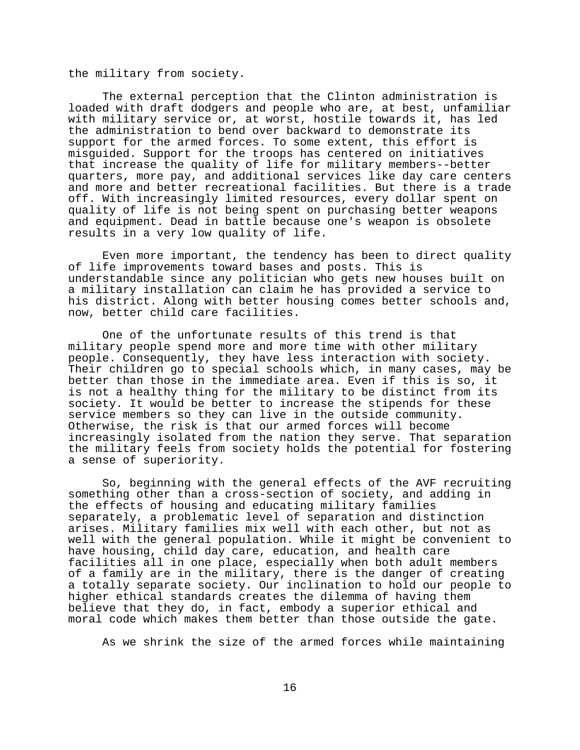the military from society.

The external perception that the Clinton administration is loaded with draft dodgers and people who are, at best, unfamiliar with military service or, at worst, hostile towards it, has led the administration to bend over backward to demonstrate its support for the armed forces. To some extent, this effort is misguided. Support for the troops has centered on initiatives that increase the quality of life for military members--better quarters, more pay, and additional services like day care centers and more and better recreational facilities. But there is a trade off. With increasingly limited resources, every dollar spent on quality of life is not being spent on purchasing better weapons and equipment. Dead in battle because one's weapon is obsolete results in a very low quality of life.

Even more important, the tendency has been to direct quality of life improvements toward bases and posts. This is understandable since any politician who gets new houses built on a military installation can claim he has provided a service to his district. Along with better housing comes better schools and, now, better child care facilities.

One of the unfortunate results of this trend is that military people spend more and more time with other military people. Consequently, they have less interaction with society. Their children go to special schools which, in many cases, may be better than those in the immediate area. Even if this is so, it is not a healthy thing for the military to be distinct from its society. It would be better to increase the stipends for these service members so they can live in the outside community. Otherwise, the risk is that our armed forces will become increasingly isolated from the nation they serve. That separation the military feels from society holds the potential for fostering a sense of superiority.

So, beginning with the general effects of the AVF recruiting something other than a cross-section of society, and adding in the effects of housing and educating military families separately, a problematic level of separation and distinction arises. Military families mix well with each other, but not as well with the general population. While it might be convenient to have housing, child day care, education, and health care facilities all in one place, especially when both adult members of a family are in the military, there is the danger of creating a totally separate society. Our inclination to hold our people to higher ethical standards creates the dilemma of having them believe that they do, in fact, embody a superior ethical and moral code which makes them better than those outside the gate.

As we shrink the size of the armed forces while maintaining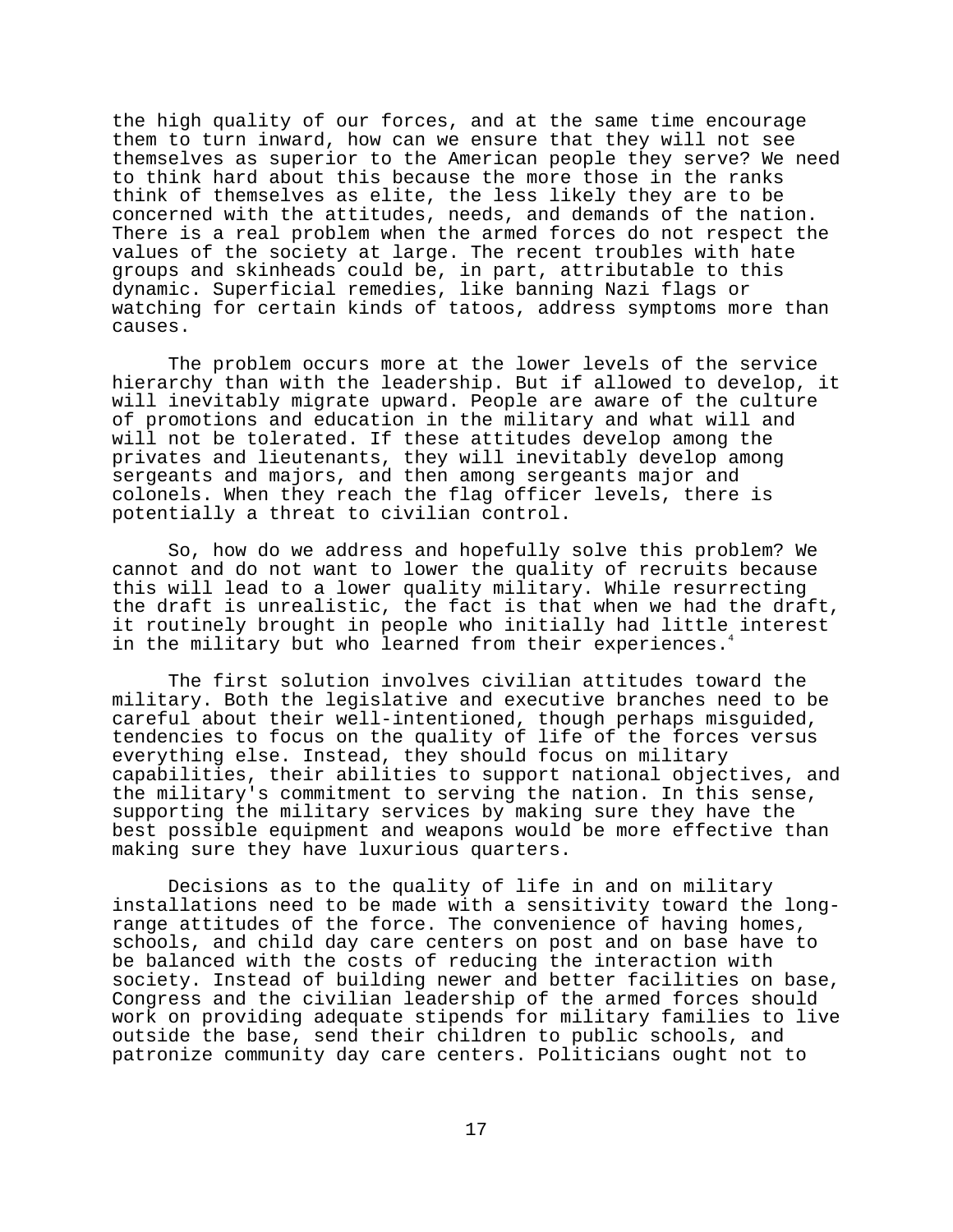the high quality of our forces, and at the same time encourage them to turn inward, how can we ensure that they will not see themselves as superior to the American people they serve? We need to think hard about this because the more those in the ranks think of themselves as elite, the less likely they are to be concerned with the attitudes, needs, and demands of the nation. There is a real problem when the armed forces do not respect the values of the society at large. The recent troubles with hate groups and skinheads could be, in part, attributable to this dynamic. Superficial remedies, like banning Nazi flags or watching for certain kinds of tatoos, address symptoms more than causes.

The problem occurs more at the lower levels of the service hierarchy than with the leadership. But if allowed to develop, it will inevitably migrate upward. People are aware of the culture of promotions and education in the military and what will and will not be tolerated. If these attitudes develop among the privates and lieutenants, they will inevitably develop among sergeants and majors, and then among sergeants major and colonels. When they reach the flag officer levels, there is potentially a threat to civilian control.

So, how do we address and hopefully solve this problem? We cannot and do not want to lower the quality of recruits because this will lead to a lower quality military. While resurrecting the draft is unrealistic, the fact is that when we had the draft, it routinely brought in people who initially had little interest in the military but who learned from their experiences.[4]

The first solution involves civilian attitudes toward the military. Both the legislative and executive branches need to be careful about their well-intentioned, though perhaps misguided, tendencies to focus on the quality of life of the forces versus everything else. Instead, they should focus on military capabilities, their abilities to support national objectives, and the military's commitment to serving the nation. In this sense, supporting the military services by making sure they have the best possible equipment and weapons would be more effective than making sure they have luxurious quarters.

Decisions as to the quality of life in and on military installations need to be made with a sensitivity toward the long-range attitudes of the force. The convenience of having homes, schools, and child day care centers on post and on base have to be balanced with the costs of reducing the interaction with society. Instead of building newer and better facilities on base, Congress and the civilian leadership of the armed forces should work on providing adequate stipends for military families to live outside the base, send their children to public schools, and patronize community day care centers. Politicians ought not to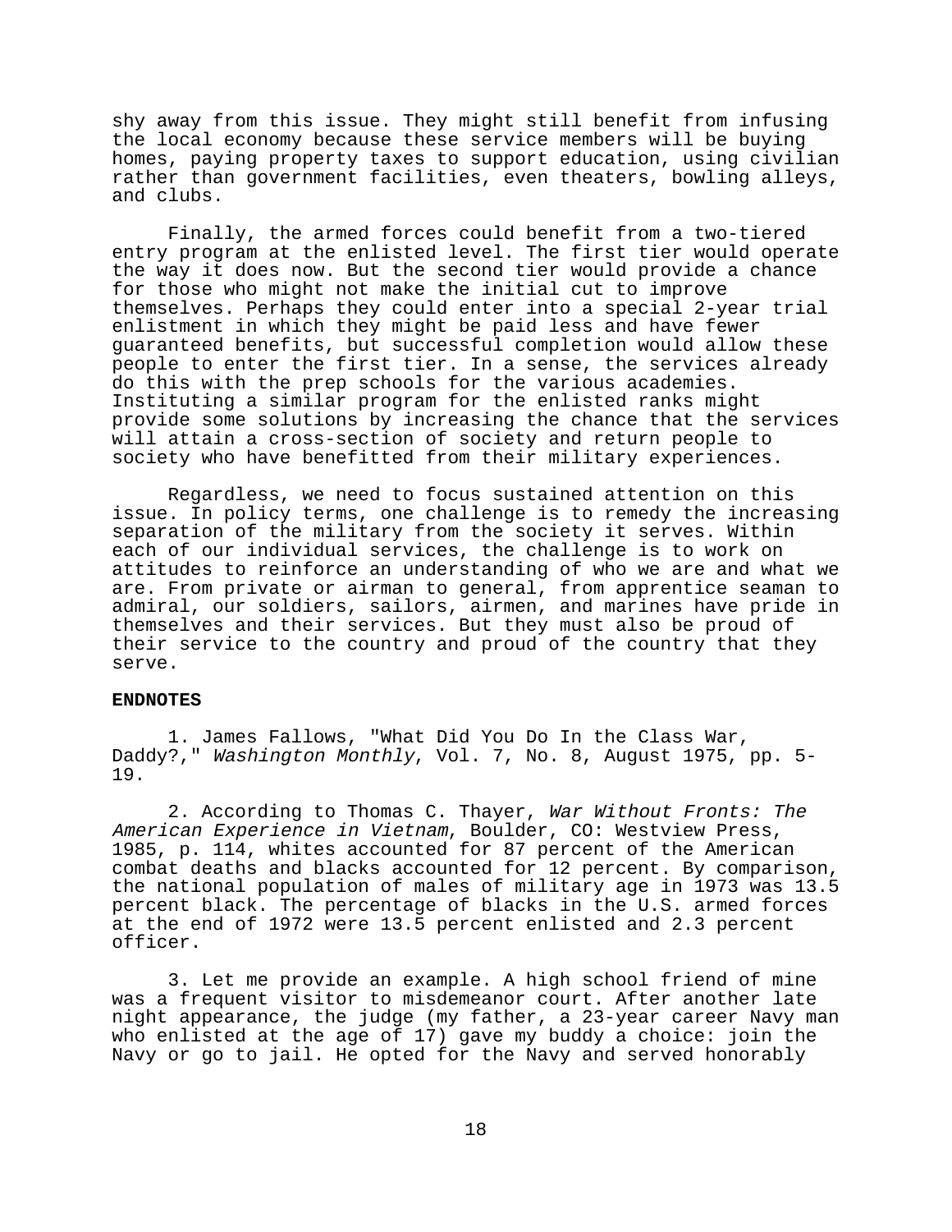shy away from this issue. They might still benefit from infusing the local economy because these service members will be buying homes, paying property taxes to support education, using civilian rather than government facilities, even theaters, bowling alleys, and clubs.

Finally, the armed forces could benefit from a two-tiered entry program at the enlisted level. The first tier would operate the way it does now. But the second tier would provide a chance for those who might not make the initial cut to improve themselves. Perhaps they could enter into a special 2-year trial enlistment in which they might be paid less and have fewer guaranteed benefits, but successful completion would allow these people to enter the first tier. In a sense, the services already do this with the prep schools for the various academies. Instituting a similar program for the enlisted ranks might provide some solutions by increasing the chance that the services will attain a cross-section of society and return people to society who have benefitted from their military experiences.

Regardless, we need to focus sustained attention on this issue. In policy terms, one challenge is to remedy the increasing separation of the military from the society it serves. Within each of our individual services, the challenge is to work on attitudes to reinforce an understanding of who we are and what we are. From private or airman to general, from apprentice seaman to admiral, our soldiers, sailors, airmen, and marines have pride in themselves and their services. But they must also be proud of their service to the country and proud of the country that they serve.

**ENDNOTES**

1. James Fallows, "What Did You Do In the Class War, Daddy?," *Washington Monthly*, Vol. 7, No. 8, August 1975, pp. 5-19.

2. According to Thomas C. Thayer, *War Without Fronts: The American Experience in Vietnam*, Boulder, CO: Westview Press, 1985, p. 114, whites accounted for 87 percent of the American combat deaths and blacks accounted for 12 percent. By comparison, the national population of males of military age in 1973 was 13.5 percent black. The percentage of blacks in the U.S. armed forces at the end of 1972 were 13.5 percent enlisted and 2.3 percent officer.

3. Let me provide an example. A high school friend of mine was a frequent visitor to misdemeanor court. After another late night appearance, the judge (my father, a 23-year career Navy man who enlisted at the age of 17) gave my buddy a choice: join the Navy or go to jail. He opted for the Navy and served honorably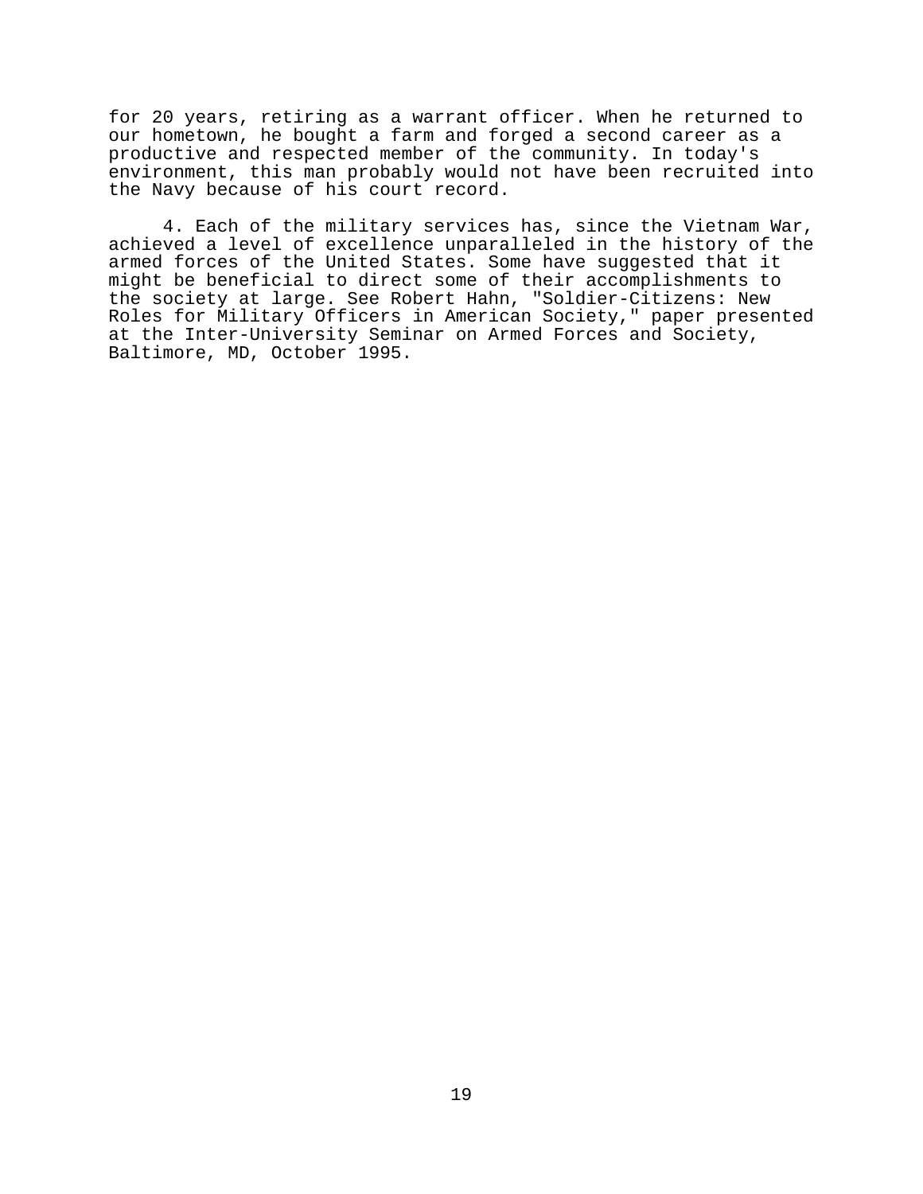for 20 years, retiring as a warrant officer. When he returned to our hometown, he bought a farm and forged a second career as a productive and respected member of the community. In today's environment, this man probably would not have been recruited into the Navy because of his court record.

4. Each of the military services has, since the Vietnam War, achieved a level of excellence unparalleled in the history of the armed forces of the United States. Some have suggested that it might be beneficial to direct some of their accomplishments to the society at large. See Robert Hahn, "Soldier-Citizens: New Roles for Military Officers in American Society," paper presented at the Inter-University Seminar on Armed Forces and Society, Baltimore, MD, October 1995.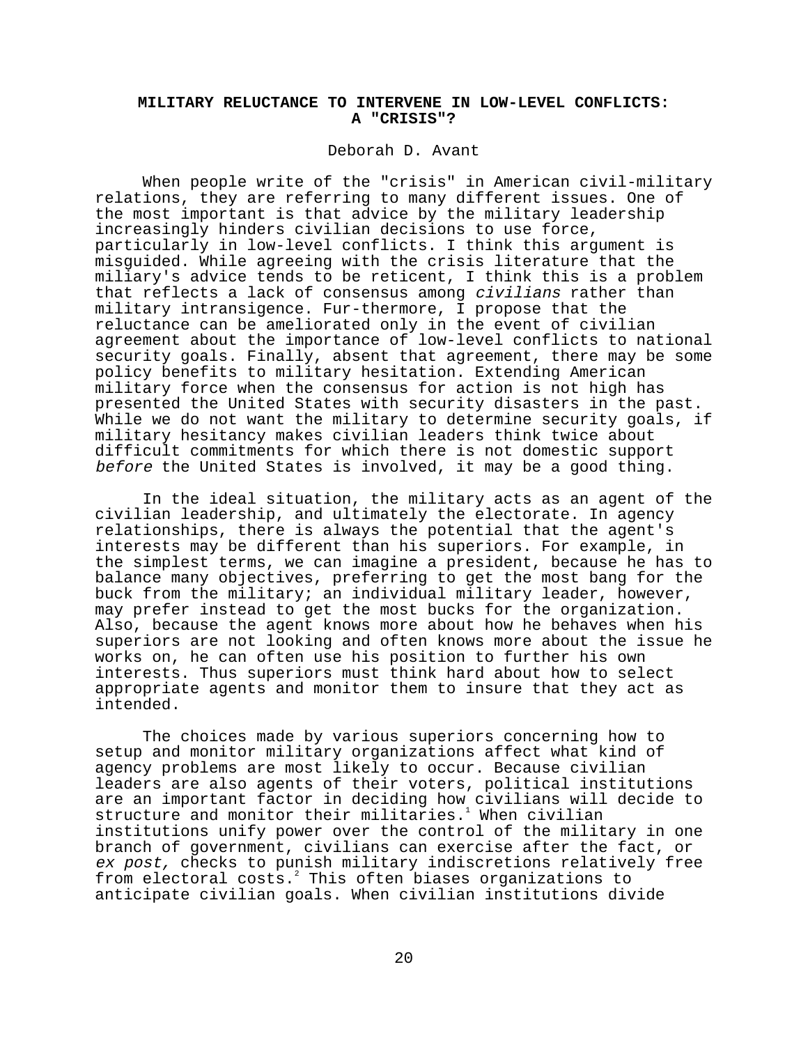## MILITARY RELUCTANCE TO INTERVENE IN LOW-LEVEL CONFLICTS: A "CRISIS"?

Deborah D. Avant

When people write of the "crisis" in American civil-military relations, they are referring to many different issues. One of the most important is that advice by the military leadership increasingly hinders civilian decisions to use force, particularly in low-level conflicts. I think this argument is misguided. While agreeing with the crisis literature that the miliary's advice tends to be reticent, I think this is a problem that reflects a lack of consensus among *civilians* rather than military intransigence. Fur-thermore, I propose that the reluctance can be ameliorated only in the event of civilian agreement about the importance of low-level conflicts to national security goals. Finally, absent that agreement, there may be some policy benefits to military hesitation. Extending American military force when the consensus for action is not high has presented the United States with security disasters in the past. While we do not want the military to determine security goals, if military hesitancy makes civilian leaders think twice about difficult commitments for which there is not domestic support *before* the United States is involved, it may be a good thing.

In the ideal situation, the military acts as an agent of the civilian leadership, and ultimately the electorate. In agency relationships, there is always the potential that the agent's interests may be different than his superiors. For example, in the simplest terms, we can imagine a president, because he has to balance many objectives, preferring to get the most bang for the buck from the military; an individual military leader, however, may prefer instead to get the most bucks for the organization. Also, because the agent knows more about how he behaves when his superiors are not looking and often knows more about the issue he works on, he can often use his position to further his own interests. Thus superiors must think hard about how to select appropriate agents and monitor them to insure that they act as intended.

The choices made by various superiors concerning how to setup and monitor military organizations affect what kind of agency problems are most likely to occur. Because civilian leaders are also agents of their voters, political institutions are an important factor in deciding how civilians will decide to structure and monitor their militaries.[1] When civilian institutions unify power over the control of the military in one branch of government, civilians can exercise after the fact, or *ex post,* checks to punish military indiscretions relatively free from electoral costs.[2] This often biases organizations to anticipate civilian goals. When civilian institutions divide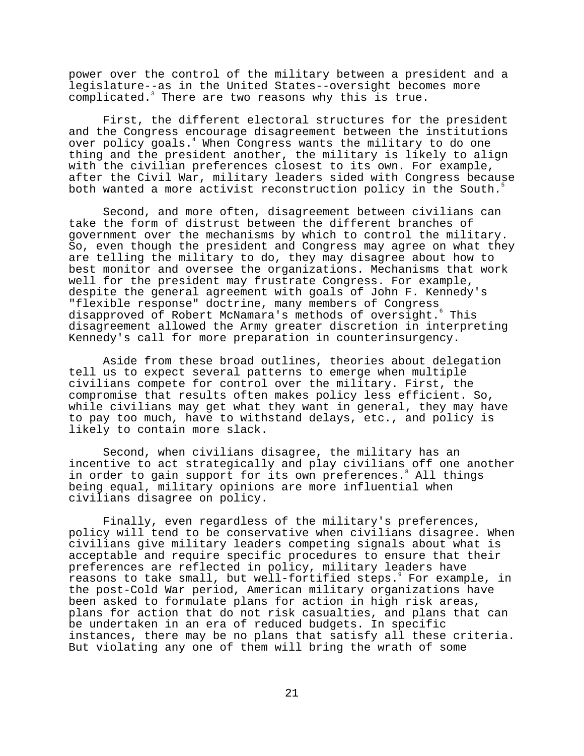power over the control of the military between a president and a legislature--as in the United States--oversight becomes more complicated.[3] There are two reasons why this is true.

First, the different electoral structures for the president and the Congress encourage disagreement between the institutions over policy goals.[4] When Congress wants the military to do one thing and the president another, the military is likely to align with the civilian preferences closest to its own. For example, after the Civil War, military leaders sided with Congress because both wanted a more activist reconstruction policy in the South.[5]

Second, and more often, disagreement between civilians can take the form of distrust between the different branches of government over the mechanisms by which to control the military. So, even though the president and Congress may agree on what they are telling the military to do, they may disagree about how to best monitor and oversee the organizations. Mechanisms that work well for the president may frustrate Congress. For example, despite the general agreement with goals of John F. Kennedy's "flexible response" doctrine, many members of Congress disapproved of Robert McNamara's methods of oversight.[6] This disagreement allowed the Army greater discretion in interpreting Kennedy's call for more preparation in counterinsurgency.

Aside from these broad outlines, theories about delegation tell us to expect several patterns to emerge when multiple civilians compete for control over the military. First, the compromise that results often makes policy less efficient. So, while civilians may get what they want in general, they may have to pay too much, have to withstand delays, etc., and policy is likely to contain more slack.

Second, when civilians disagree, the military has an incentive to act strategically and play civilians off one another in order to gain support for its own preferences.[8] All things being equal, military opinions are more influential when civilians disagree on policy.

Finally, even regardless of the military's preferences, policy will tend to be conservative when civilians disagree. When civilians give military leaders competing signals about what is acceptable and require specific procedures to ensure that their preferences are reflected in policy, military leaders have reasons to take small, but well-fortified steps.[9] For example, in the post-Cold War period, American military organizations have been asked to formulate plans for action in high risk areas, plans for action that do not risk casualties, and plans that can be undertaken in an era of reduced budgets. In specific instances, there may be no plans that satisfy all these criteria. But violating any one of them will bring the wrath of some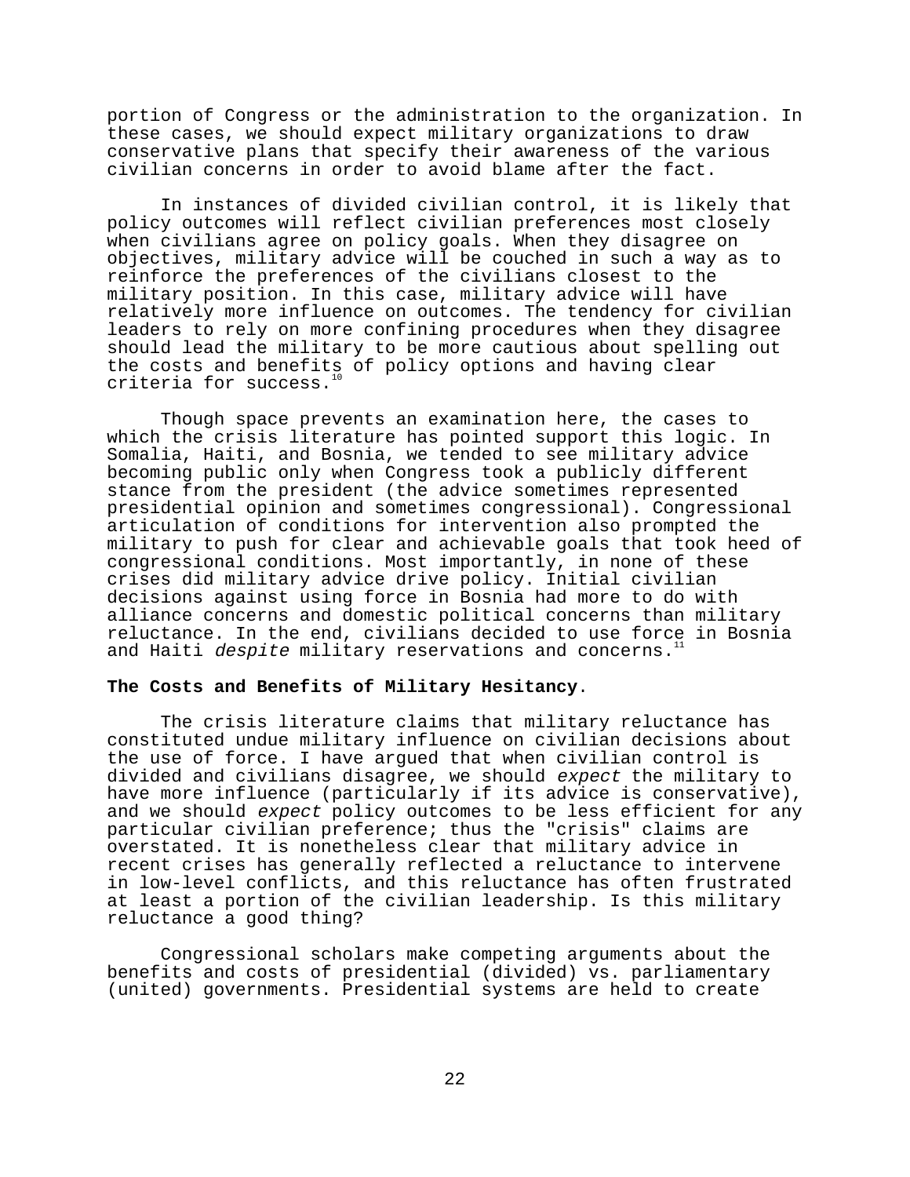portion of Congress or the administration to the organization. In these cases, we should expect military organizations to draw conservative plans that specify their awareness of the various civilian concerns in order to avoid blame after the fact.

In instances of divided civilian control, it is likely that policy outcomes will reflect civilian preferences most closely when civilians agree on policy goals. When they disagree on objectives, military advice will be couched in such a way as to reinforce the preferences of the civilians closest to the military position. In this case, military advice will have relatively more influence on outcomes. The tendency for civilian leaders to rely on more confining procedures when they disagree should lead the military to be more cautious about spelling out the costs and benefits of policy options and having clear criteria for success.[10]

Though space prevents an examination here, the cases to which the crisis literature has pointed support this logic. In Somalia, Haiti, and Bosnia, we tended to see military advice becoming public only when Congress took a publicly different stance from the president (the advice sometimes represented presidential opinion and sometimes congressional). Congressional articulation of conditions for intervention also prompted the military to push for clear and achievable goals that took heed of congressional conditions. Most importantly, in none of these crises did military advice drive policy. Initial civilian decisions against using force in Bosnia had more to do with alliance concerns and domestic political concerns than military reluctance. In the end, civilians decided to use force in Bosnia and Haiti *despite* military reservations and concerns.[11]

**The Costs and Benefits of Military Hesitancy.**

The crisis literature claims that military reluctance has constituted undue military influence on civilian decisions about the use of force. I have argued that when civilian control is divided and civilians disagree, we should *expect* the military to have more influence (particularly if its advice is conservative), and we should *expect* policy outcomes to be less efficient for any particular civilian preference; thus the "crisis" claims are overstated. It is nonetheless clear that military advice in recent crises has generally reflected a reluctance to intervene in low-level conflicts, and this reluctance has often frustrated at least a portion of the civilian leadership. Is this military reluctance a good thing?

Congressional scholars make competing arguments about the benefits and costs of presidential (divided) vs. parliamentary (united) governments. Presidential systems are held to create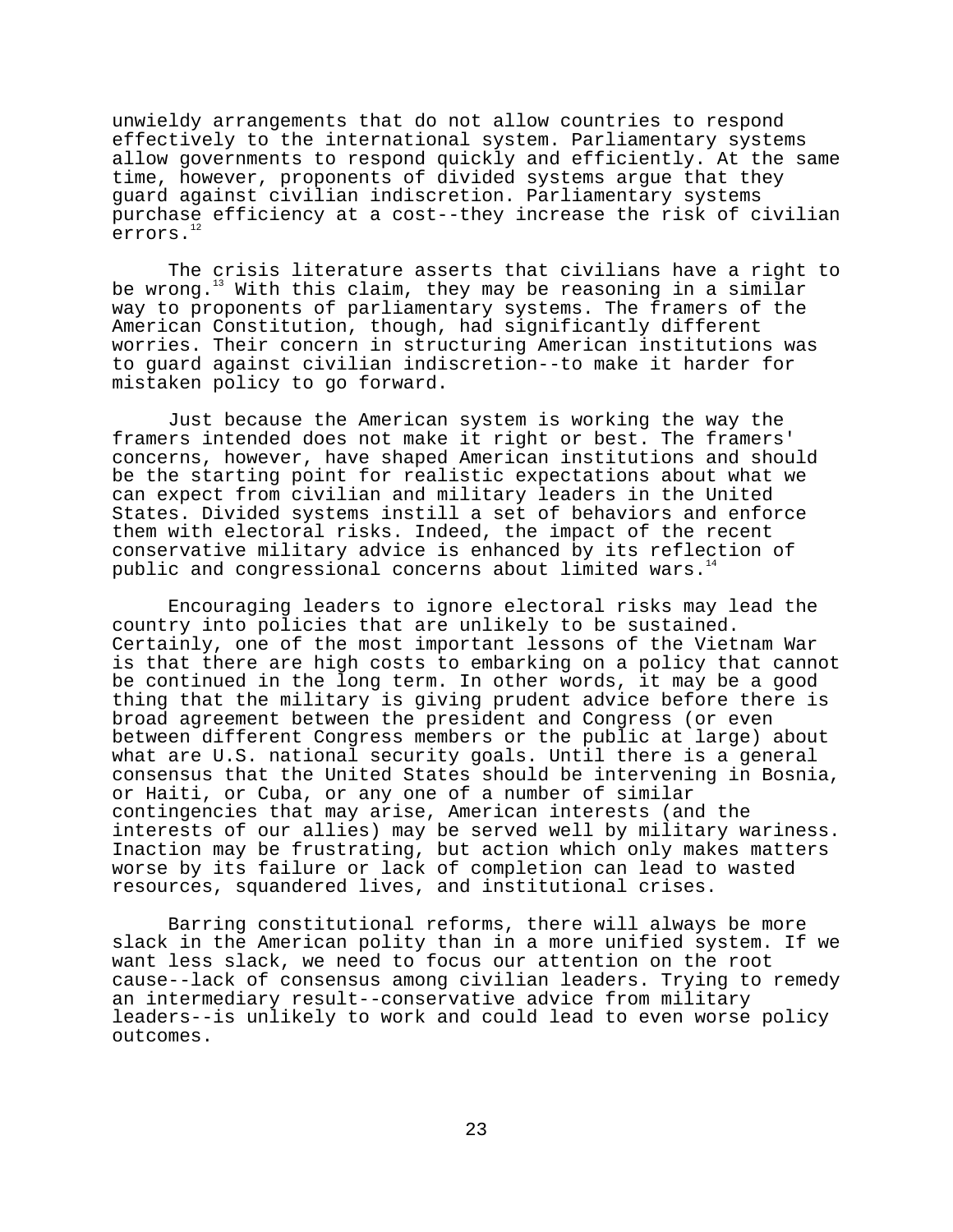unwieldy arrangements that do not allow countries to respond effectively to the international system. Parliamentary systems allow governments to respond quickly and efficiently. At the same time, however, proponents of divided systems argue that they guard against civilian indiscretion. Parliamentary systems purchase efficiency at a cost--they increase the risk of civilian errors.[12]

The crisis literature asserts that civilians have a right to be wrong.[13] With this claim, they may be reasoning in a similar way to proponents of parliamentary systems. The framers of the American Constitution, though, had significantly different worries. Their concern in structuring American institutions was to guard against civilian indiscretion--to make it harder for mistaken policy to go forward.

Just because the American system is working the way the framers intended does not make it right or best. The framers' concerns, however, have shaped American institutions and should be the starting point for realistic expectations about what we can expect from civilian and military leaders in the United States. Divided systems instill a set of behaviors and enforce them with electoral risks. Indeed, the impact of the recent conservative military advice is enhanced by its reflection of public and congressional concerns about limited wars.[14]

Encouraging leaders to ignore electoral risks may lead the country into policies that are unlikely to be sustained. Certainly, one of the most important lessons of the Vietnam War is that there are high costs to embarking on a policy that cannot be continued in the long term. In other words, it may be a good thing that the military is giving prudent advice before there is broad agreement between the president and Congress (or even between different Congress members or the public at large) about what are U.S. national security goals. Until there is a general consensus that the United States should be intervening in Bosnia, or Haiti, or Cuba, or any one of a number of similar contingencies that may arise, American interests (and the interests of our allies) may be served well by military wariness. Inaction may be frustrating, but action which only makes matters worse by its failure or lack of completion can lead to wasted resources, squandered lives, and institutional crises.

Barring constitutional reforms, there will always be more slack in the American polity than in a more unified system. If we want less slack, we need to focus our attention on the root cause--lack of consensus among civilian leaders. Trying to remedy an intermediary result--conservative advice from military leaders--is unlikely to work and could lead to even worse policy outcomes.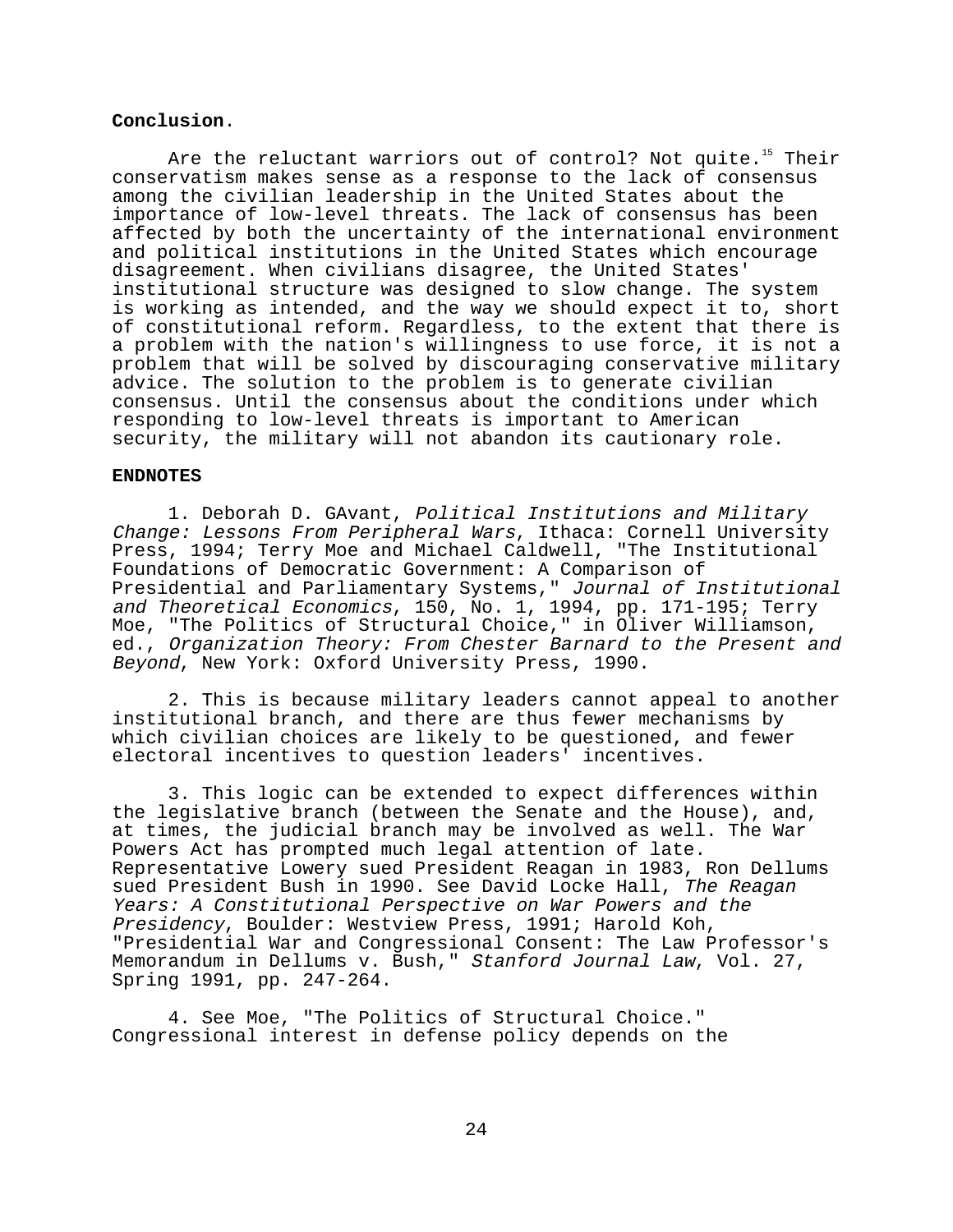**Conclusion.**

Are the reluctant warriors out of control? Not quite.[15] Their conservatism makes sense as a response to the lack of consensus among the civilian leadership in the United States about the importance of low-level threats. The lack of consensus has been affected by both the uncertainty of the international environment and political institutions in the United States which encourage disagreement. When civilians disagree, the United States' institutional structure was designed to slow change. The system is working as intended, and the way we should expect it to, short of constitutional reform. Regardless, to the extent that there is a problem with the nation's willingness to use force, it is not a problem that will be solved by discouraging conservative military advice. The solution to the problem is to generate civilian consensus. Until the consensus about the conditions under which responding to low-level threats is important to American security, the military will not abandon its cautionary role.

**ENDNOTES**

1. Deborah D. GAvant, *Political Institutions and Military Change: Lessons From Peripheral Wars*, Ithaca: Cornell University Press, 1994; Terry Moe and Michael Caldwell, "The Institutional Foundations of Democratic Government: A Comparison of Presidential and Parliamentary Systems," *Journal of Institutional and Theoretical Economics*, 150, No. 1, 1994, pp. 171-195; Terry Moe, "The Politics of Structural Choice," in Oliver Williamson, ed., *Organization Theory: From Chester Barnard to the Present and Beyond*, New York: Oxford University Press, 1990.

2. This is because military leaders cannot appeal to another institutional branch, and there are thus fewer mechanisms by which civilian choices are likely to be questioned, and fewer electoral incentives to question leaders' incentives.

3. This logic can be extended to expect differences within the legislative branch (between the Senate and the House), and, at times, the judicial branch may be involved as well. The War Powers Act has prompted much legal attention of late. Representative Lowery sued President Reagan in 1983, Ron Dellums sued President Bush in 1990. See David Locke Hall, *The Reagan Years: A Constitutional Perspective on War Powers and the Presidency*, Boulder: Westview Press, 1991; Harold Koh, "Presidential War and Congressional Consent: The Law Professor's Memorandum in Dellums v. Bush," *Stanford Journal Law*, Vol. 27, Spring 1991, pp. 247-264.

4. See Moe, "The Politics of Structural Choice." Congressional interest in defense policy depends on the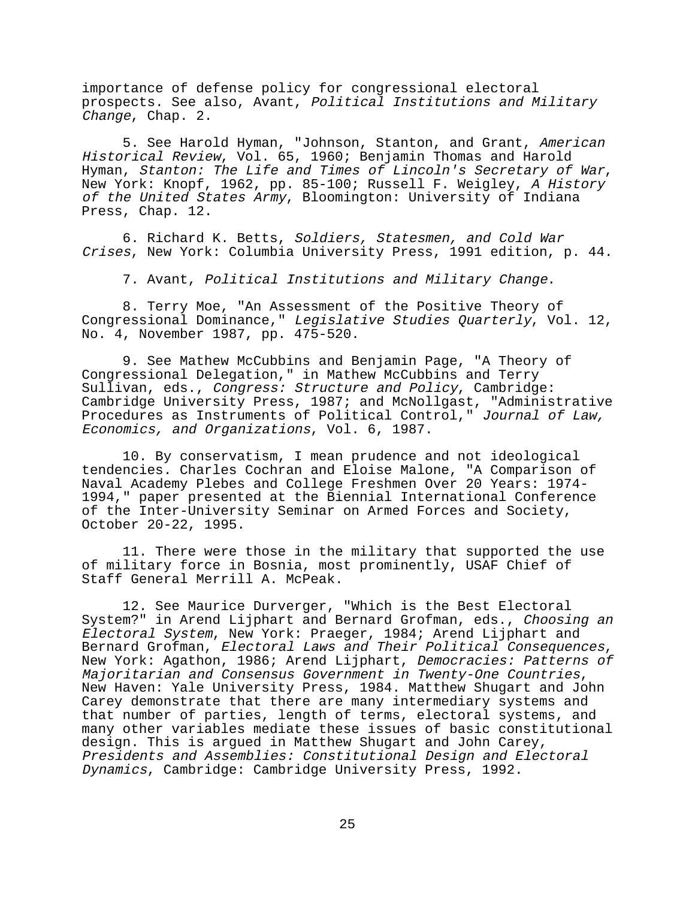importance of defense policy for congressional electoral prospects. See also, Avant, *Political Institutions and Military Change*, Chap. 2.

5. See Harold Hyman, "Johnson, Stanton, and Grant, *American Historical Review*, Vol. 65, 1960; Benjamin Thomas and Harold Hyman, *Stanton: The Life and Times of Lincoln's Secretary of War*, New York: Knopf, 1962, pp. 85-100; Russell F. Weigley, *A History of the United States Army*, Bloomington: University of Indiana Press, Chap. 12.

6. Richard K. Betts, *Soldiers, Statesmen, and Cold War Crises*, New York: Columbia University Press, 1991 edition, p. 44.

7. Avant, *Political Institutions and Military Change*.

8. Terry Moe, "An Assessment of the Positive Theory of Congressional Dominance," *Legislative Studies Quarterly*, Vol. 12, No. 4, November 1987, pp. 475-520.

9. See Mathew McCubbins and Benjamin Page, "A Theory of Congressional Delegation," in Mathew McCubbins and Terry Sullivan, eds., *Congress: Structure and Policy*, Cambridge: Cambridge University Press, 1987; and McNollgast, "Administrative Procedures as Instruments of Political Control," *Journal of Law, Economics, and Organizations*, Vol. 6, 1987.

10. By conservatism, I mean prudence and not ideological tendencies. Charles Cochran and Eloise Malone, "A Comparison of Naval Academy Plebes and College Freshmen Over 20 Years: 1974-1994," paper presented at the Biennial International Conference of the Inter-University Seminar on Armed Forces and Society, October 20-22, 1995.

11. There were those in the military that supported the use of military force in Bosnia, most prominently, USAF Chief of Staff General Merrill A. McPeak.

12. See Maurice Durverger, "Which is the Best Electoral System?" in Arend Lijphart and Bernard Grofman, eds., *Choosing an Electoral System*, New York: Praeger, 1984; Arend Lijphart and Bernard Grofman, *Electoral Laws and Their Political Consequences*, New York: Agathon, 1986; Arend Lijphart, *Democracies: Patterns of Majoritarian and Consensus Government in Twenty-One Countries*, New Haven: Yale University Press, 1984. Matthew Shugart and John Carey demonstrate that there are many intermediary systems and that number of parties, length of terms, electoral systems, and many other variables mediate these issues of basic constitutional design. This is argued in Matthew Shugart and John Carey, *Presidents and Assemblies: Constitutional Design and Electoral Dynamics*, Cambridge: Cambridge University Press, 1992.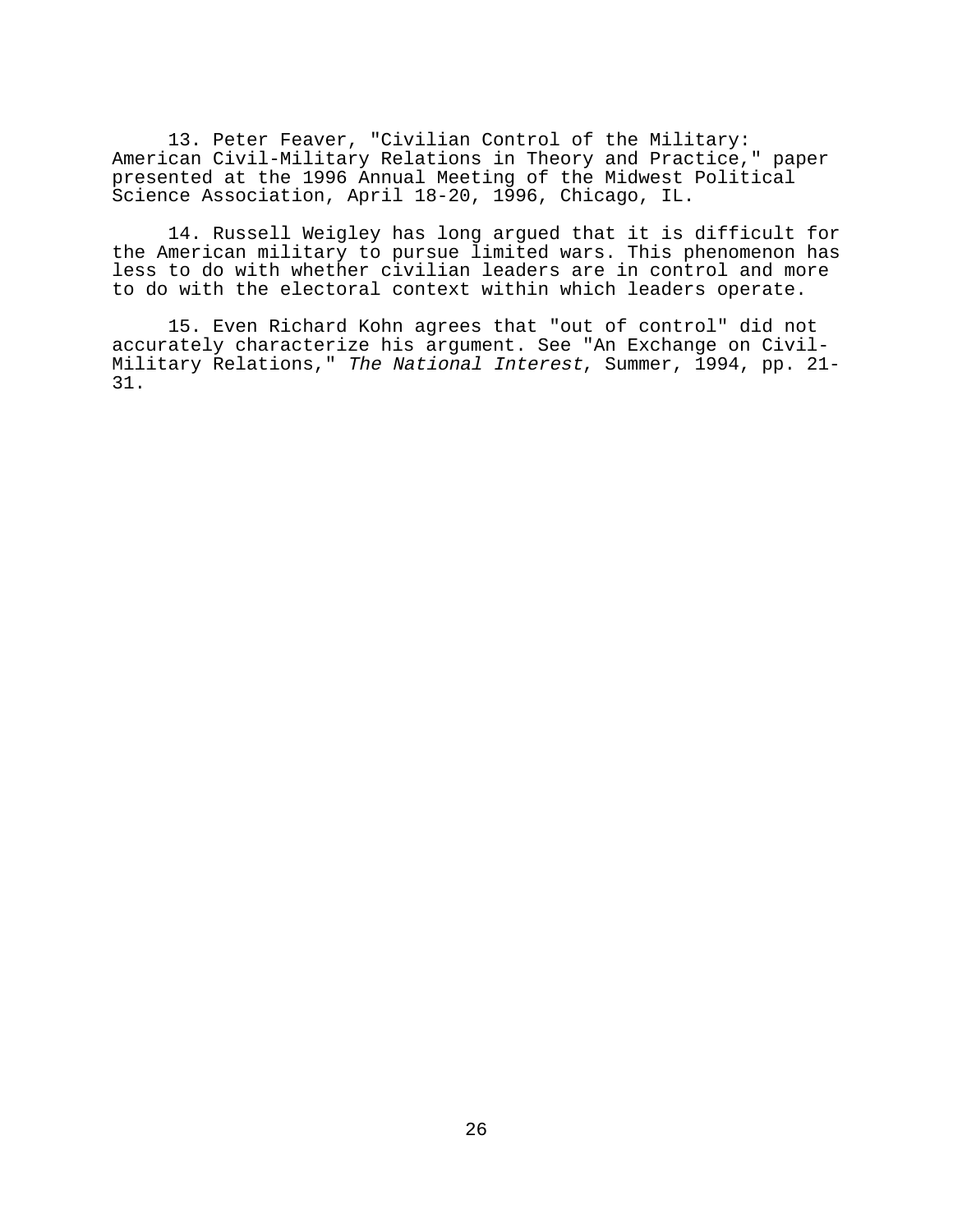13. Peter Feaver, "Civilian Control of the Military: American Civil-Military Relations in Theory and Practice," paper presented at the 1996 Annual Meeting of the Midwest Political Science Association, April 18-20, 1996, Chicago, IL.

14. Russell Weigley has long argued that it is difficult for the American military to pursue limited wars. This phenomenon has less to do with whether civilian leaders are in control and more to do with the electoral context within which leaders operate.

15. Even Richard Kohn agrees that "out of control" did not accurately characterize his argument. See "An Exchange on Civil-Military Relations," *The National Interest*, Summer, 1994, pp. 21-31.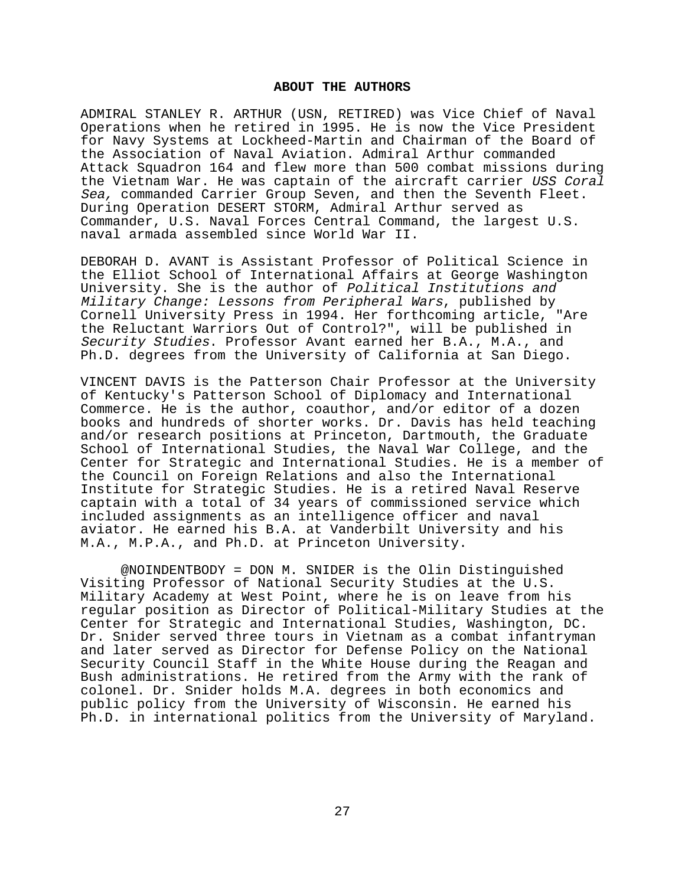## ABOUT THE AUTHORS

ADMIRAL STANLEY R. ARTHUR (USN, RETIRED) was Vice Chief of Naval Operations when he retired in 1995. He is now the Vice President for Navy Systems at Lockheed-Martin and Chairman of the Board of the Association of Naval Aviation. Admiral Arthur commanded Attack Squadron 164 and flew more than 500 combat missions during the Vietnam War. He was captain of the aircraft carrier *USS Coral Sea,* commanded Carrier Group Seven, and then the Seventh Fleet. During Operation DESERT STORM, Admiral Arthur served as Commander, U.S. Naval Forces Central Command, the largest U.S. naval armada assembled since World War II.

DEBORAH D. AVANT is Assistant Professor of Political Science in the Elliot School of International Affairs at George Washington University. She is the author of *Political Institutions and Military Change: Lessons from Peripheral Wars*, published by Cornell University Press in 1994. Her forthcoming article, "Are the Reluctant Warriors Out of Control?", will be published in *Security Studies*. Professor Avant earned her B.A., M.A., and Ph.D. degrees from the University of California at San Diego.

VINCENT DAVIS is the Patterson Chair Professor at the University of Kentucky's Patterson School of Diplomacy and International Commerce. He is the author, coauthor, and/or editor of a dozen books and hundreds of shorter works. Dr. Davis has held teaching and/or research positions at Princeton, Dartmouth, the Graduate School of International Studies, the Naval War College, and the Center for Strategic and International Studies. He is a member of the Council on Foreign Relations and also the International Institute for Strategic Studies. He is a retired Naval Reserve captain with a total of 34 years of commissioned service which included assignments as an intelligence officer and naval aviator. He earned his B.A. at Vanderbilt University and his M.A., M.P.A., and Ph.D. at Princeton University.

@NOINDENTBODY = DON M. SNIDER is the Olin Distinguished Visiting Professor of National Security Studies at the U.S. Military Academy at West Point, where he is on leave from his regular position as Director of Political-Military Studies at the Center for Strategic and International Studies, Washington, DC. Dr. Snider served three tours in Vietnam as a combat infantryman and later served as Director for Defense Policy on the National Security Council Staff in the White House during the Reagan and Bush administrations. He retired from the Army with the rank of colonel. Dr. Snider holds M.A. degrees in both economics and public policy from the University of Wisconsin. He earned his Ph.D. in international politics from the University of Maryland.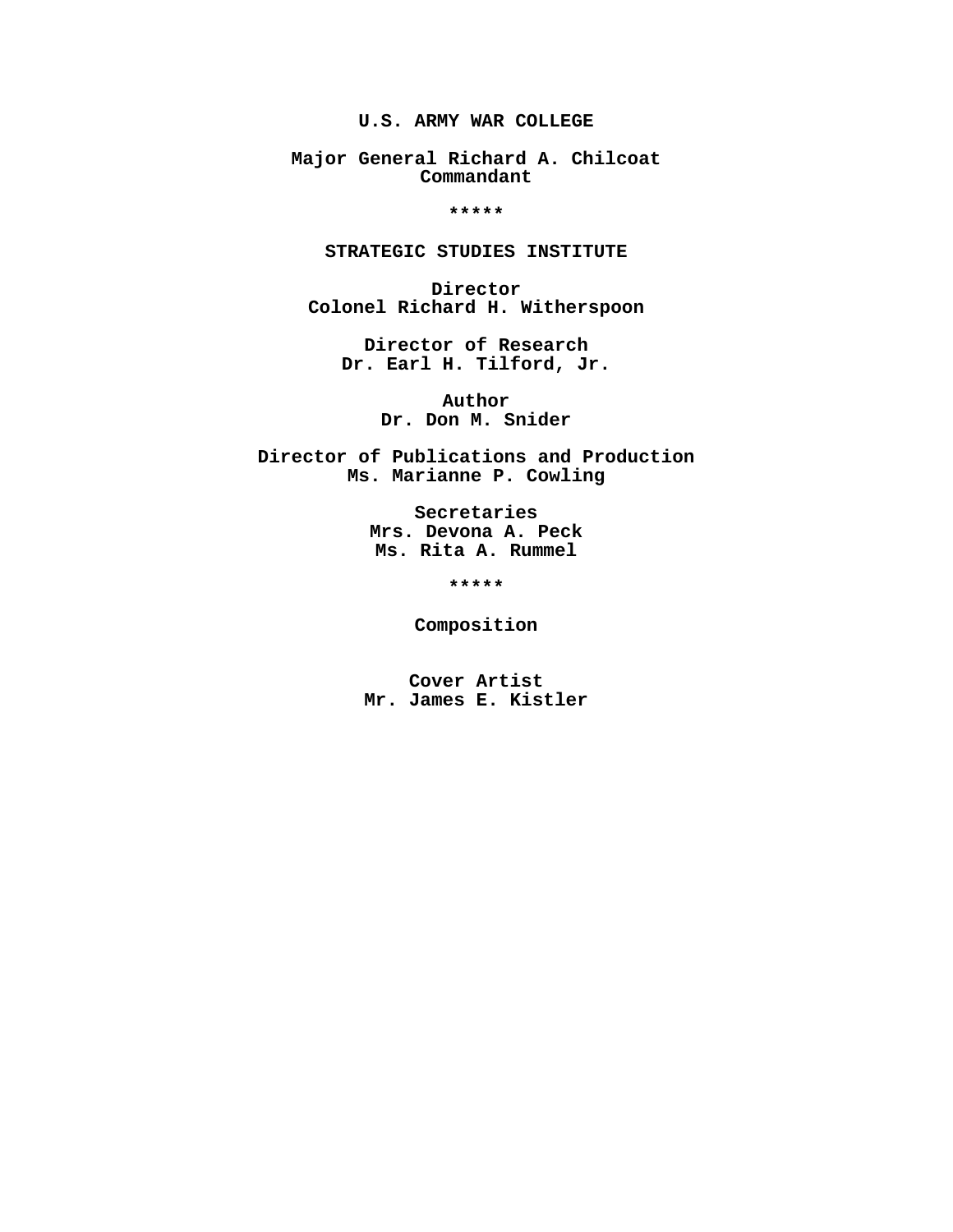**U.S. ARMY WAR COLLEGE**

**Major General Richard A. Chilcoat**
**Commandant**

*****

**STRATEGIC STUDIES INSTITUTE**

**Director**
**Colonel Richard H. Witherspoon**

**Director of Research**
**Dr. Earl H. Tilford, Jr.**

**Author**
**Dr. Don M. Snider**

**Director of Publications and Production**
**Ms. Marianne P. Cowling**

**Secretaries**
**Mrs. Devona A. Peck**
**Ms. Rita A. Rummel**

*****

**Composition**

**Cover Artist**
**Mr. James E. Kistler**